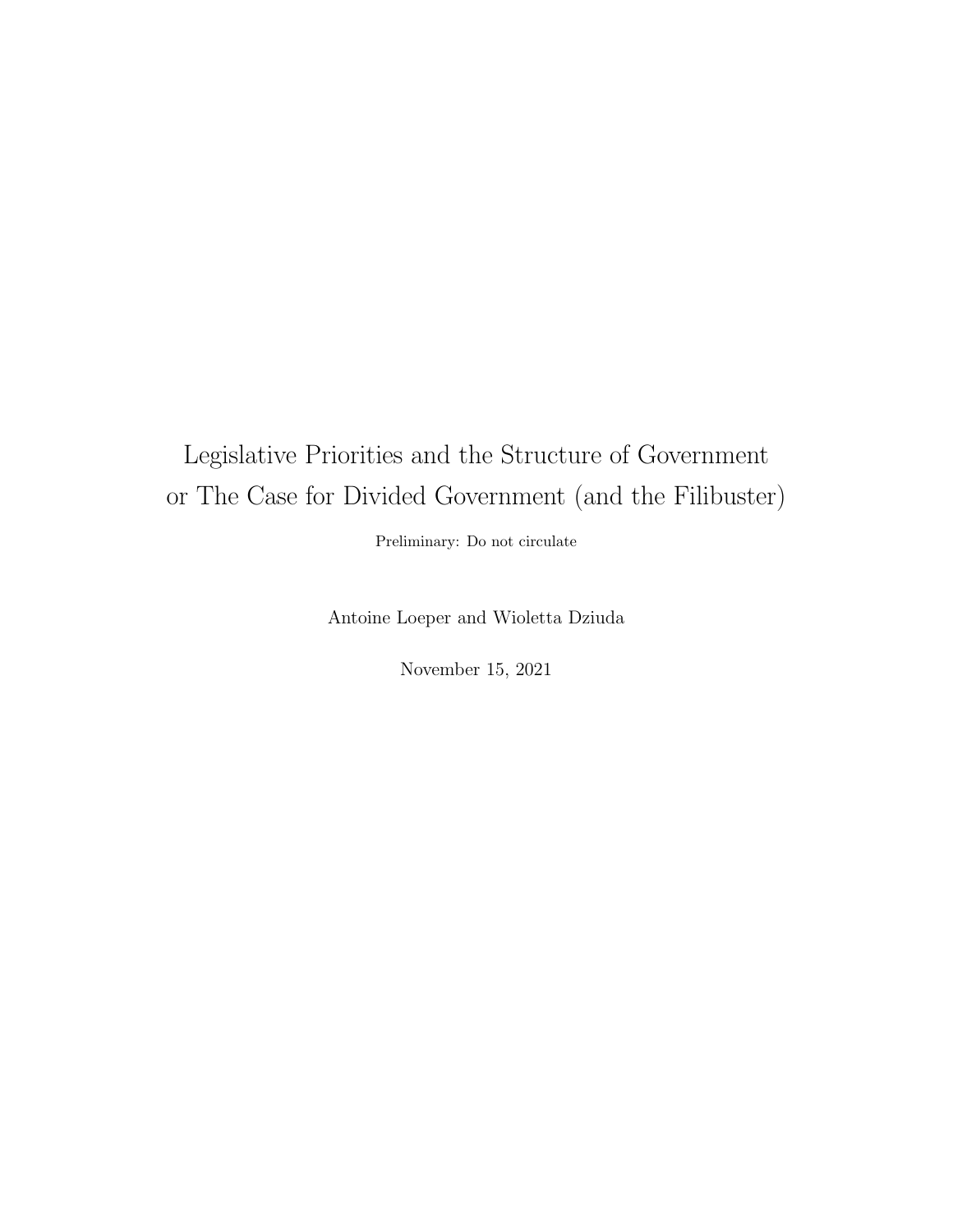# Legislative Priorities and the Structure of Government
# or The Case for Divided Government (and the Filibuster)

Preliminary: Do not circulate

Antoine Loeper and Wioletta Dziuda

November 15, 2021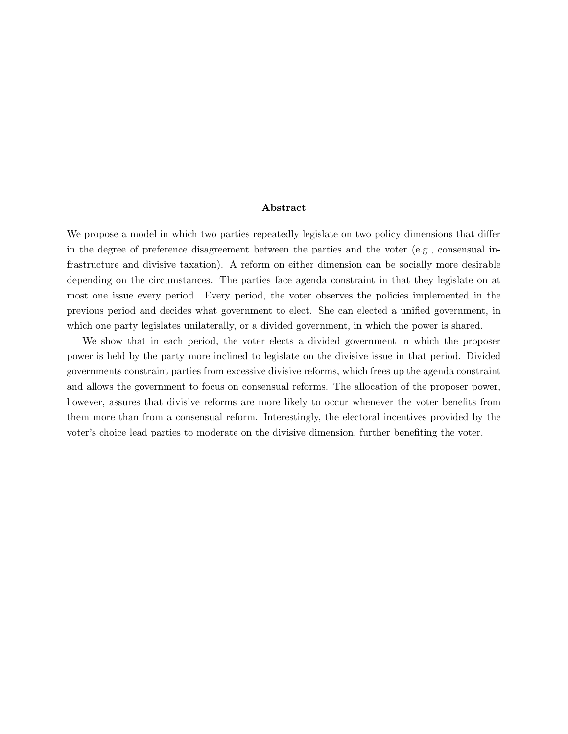**Abstract**

We propose a model in which two parties repeatedly legislate on two policy dimensions that differ in the degree of preference disagreement between the parties and the voter (e.g., consensual infrastructure and divisive taxation). A reform on either dimension can be socially more desirable depending on the circumstances. The parties face agenda constraint in that they legislate on at most one issue every period. Every period, the voter observes the policies implemented in the previous period and decides what government to elect. She can elected a unified government, in which one party legislates unilaterally, or a divided government, in which the power is shared.

We show that in each period, the voter elects a divided government in which the proposer power is held by the party more inclined to legislate on the divisive issue in that period. Divided governments constraint parties from excessive divisive reforms, which frees up the agenda constraint and allows the government to focus on consensual reforms. The allocation of the proposer power, however, assures that divisive reforms are more likely to occur whenever the voter benefits from them more than from a consensual reform. Interestingly, the electoral incentives provided by the voter's choice lead parties to moderate on the divisive dimension, further benefiting the voter.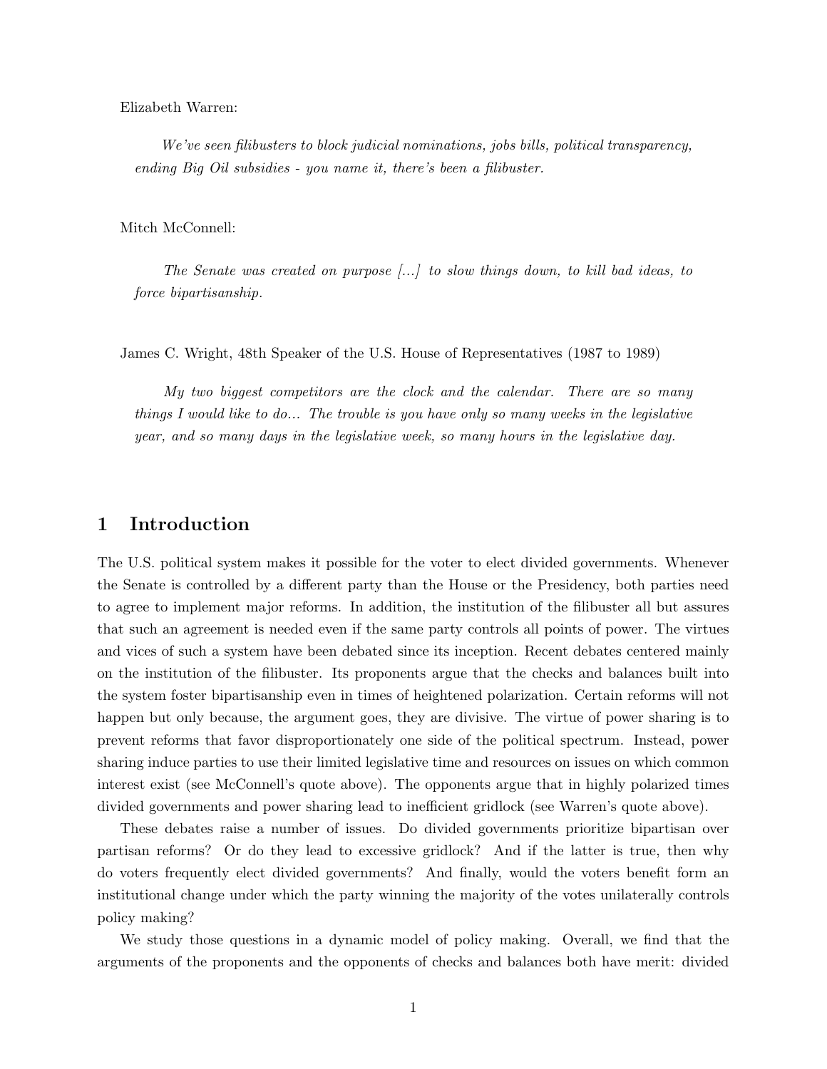Elizabeth Warren:

> *We've seen filibusters to block judicial nominations, jobs bills, political transparency, ending Big Oil subsidies - you name it, there's been a filibuster.*

Mitch McConnell:

> *The Senate was created on purpose [...] to slow things down, to kill bad ideas, to force bipartisanship.*

James C. Wright, 48th Speaker of the U.S. House of Representatives (1987 to 1989)

> *My two biggest competitors are the clock and the calendar. There are so many things I would like to do... The trouble is you have only so many weeks in the legislative year, and so many days in the legislative week, so many hours in the legislative day.*

## 1 Introduction

The U.S. political system makes it possible for the voter to elect divided governments. Whenever the Senate is controlled by a different party than the House or the Presidency, both parties need to agree to implement major reforms. In addition, the institution of the filibuster all but assures that such an agreement is needed even if the same party controls all points of power. The virtues and vices of such a system have been debated since its inception. Recent debates centered mainly on the institution of the filibuster. Its proponents argue that the checks and balances built into the system foster bipartisanship even in times of heightened polarization. Certain reforms will not happen but only because, the argument goes, they are divisive. The virtue of power sharing is to prevent reforms that favor disproportionately one side of the political spectrum. Instead, power sharing induce parties to use their limited legislative time and resources on issues on which common interest exist (see McConnell's quote above). The opponents argue that in highly polarized times divided governments and power sharing lead to inefficient gridlock (see Warren's quote above).

These debates raise a number of issues. Do divided governments prioritize bipartisan over partisan reforms? Or do they lead to excessive gridlock? And if the latter is true, then why do voters frequently elect divided governments? And finally, would the voters benefit form an institutional change under which the party winning the majority of the votes unilaterally controls policy making?

We study those questions in a dynamic model of policy making. Overall, we find that the arguments of the proponents and the opponents of checks and balances both have merit: divided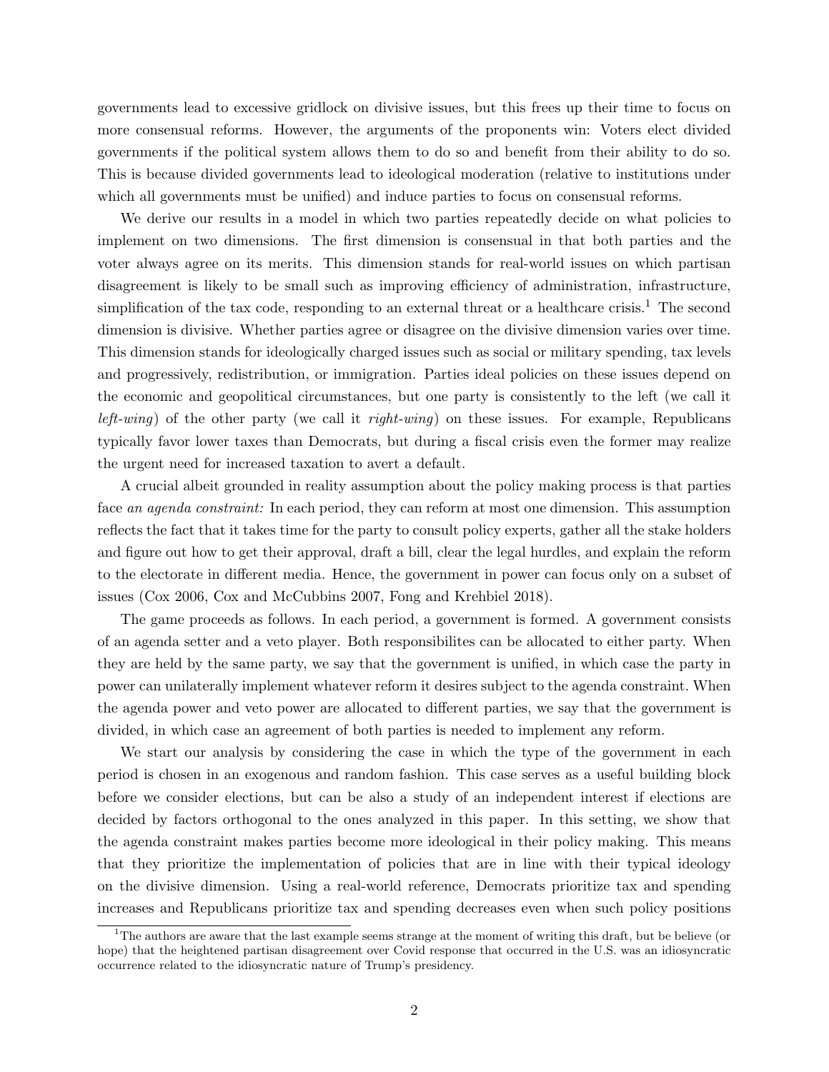governments lead to excessive gridlock on divisive issues, but this frees up their time to focus on more consensual reforms. However, the arguments of the proponents win: Voters elect divided governments if the political system allows them to do so and benefit from their ability to do so. This is because divided governments lead to ideological moderation (relative to institutions under which all governments must be unified) and induce parties to focus on consensual reforms.

We derive our results in a model in which two parties repeatedly decide on what policies to implement on two dimensions. The first dimension is consensual in that both parties and the voter always agree on its merits. This dimension stands for real-world issues on which partisan disagreement is likely to be small such as improving efficiency of administration, infrastructure, simplification of the tax code, responding to an external threat or a healthcare crisis.[1] The second dimension is divisive. Whether parties agree or disagree on the divisive dimension varies over time. This dimension stands for ideologically charged issues such as social or military spending, tax levels and progressively, redistribution, or immigration. Parties ideal policies on these issues depend on the economic and geopolitical circumstances, but one party is consistently to the left (we call it *left-wing*) of the other party (we call it *right-wing*) on these issues. For example, Republicans typically favor lower taxes than Democrats, but during a fiscal crisis even the former may realize the urgent need for increased taxation to avert a default.

A crucial albeit grounded in reality assumption about the policy making process is that parties face *an agenda constraint:* In each period, they can reform at most one dimension. This assumption reflects the fact that it takes time for the party to consult policy experts, gather all the stake holders and figure out how to get their approval, draft a bill, clear the legal hurdles, and explain the reform to the electorate in different media. Hence, the government in power can focus only on a subset of issues (Cox 2006, Cox and McCubbins 2007, Fong and Krehbiel 2018).

The game proceeds as follows. In each period, a government is formed. A government consists of an agenda setter and a veto player. Both responsibilites can be allocated to either party. When they are held by the same party, we say that the government is unified, in which case the party in power can unilaterally implement whatever reform it desires subject to the agenda constraint. When the agenda power and veto power are allocated to different parties, we say that the government is divided, in which case an agreement of both parties is needed to implement any reform.

We start our analysis by considering the case in which the type of the government in each period is chosen in an exogenous and random fashion. This case serves as a useful building block before we consider elections, but can be also a study of an independent interest if elections are decided by factors orthogonal to the ones analyzed in this paper. In this setting, we show that the agenda constraint makes parties become more ideological in their policy making. This means that they prioritize the implementation of policies that are in line with their typical ideology on the divisive dimension. Using a real-world reference, Democrats prioritize tax and spending increases and Republicans prioritize tax and spending decreases even when such policy positions

[1] The authors are aware that the last example seems strange at the moment of writing this draft, but be believe (or hope) that the heightened partisan disagreement over Covid response that occurred in the U.S. was an idiosyncratic occurrence related to the idiosyncratic nature of Trump's presidency.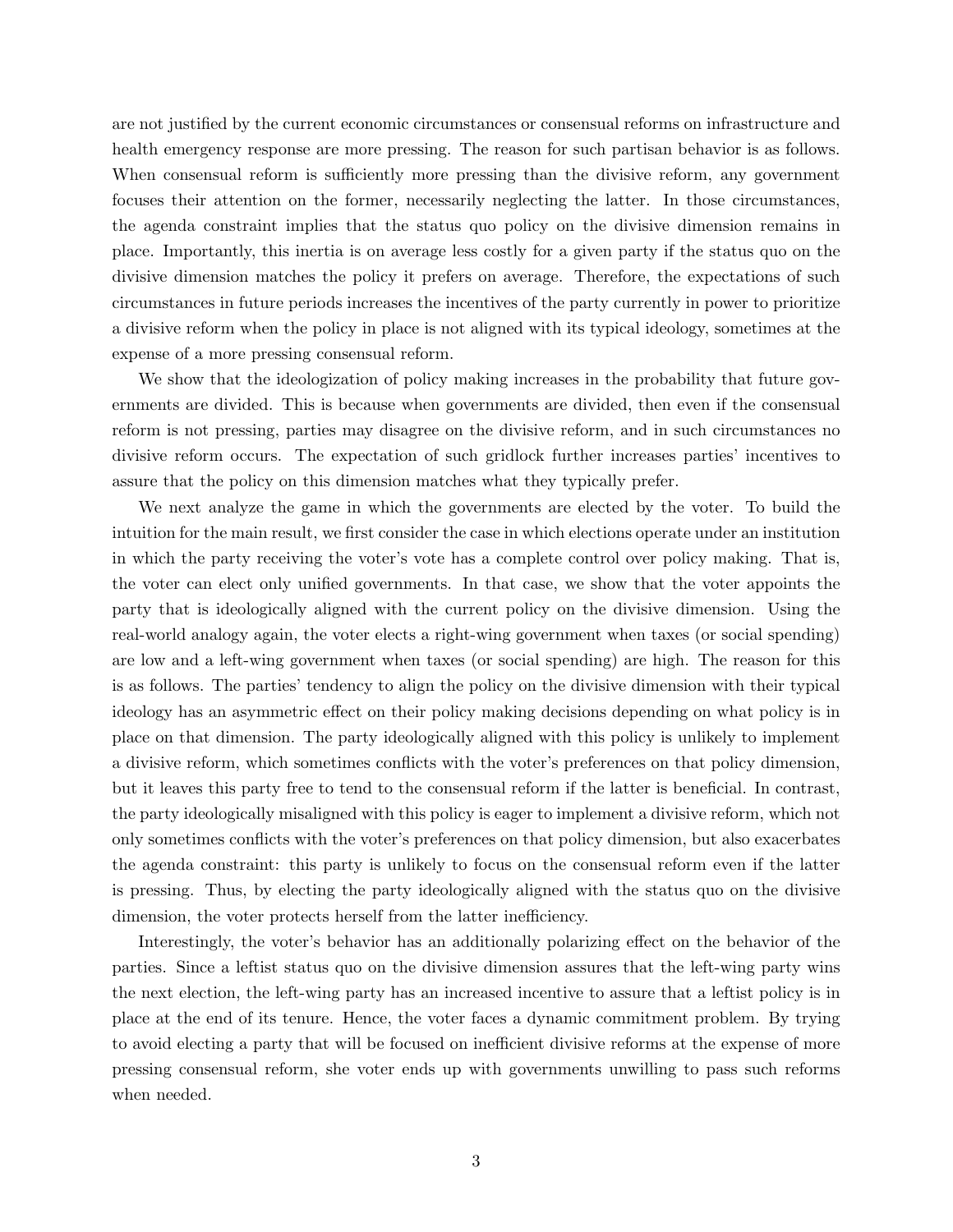are not justified by the current economic circumstances or consensual reforms on infrastructure and health emergency response are more pressing. The reason for such partisan behavior is as follows. When consensual reform is sufficiently more pressing than the divisive reform, any government focuses their attention on the former, necessarily neglecting the latter. In those circumstances, the agenda constraint implies that the status quo policy on the divisive dimension remains in place. Importantly, this inertia is on average less costly for a given party if the status quo on the divisive dimension matches the policy it prefers on average. Therefore, the expectations of such circumstances in future periods increases the incentives of the party currently in power to prioritize a divisive reform when the policy in place is not aligned with its typical ideology, sometimes at the expense of a more pressing consensual reform.

We show that the ideologization of policy making increases in the probability that future governments are divided. This is because when governments are divided, then even if the consensual reform is not pressing, parties may disagree on the divisive reform, and in such circumstances no divisive reform occurs. The expectation of such gridlock further increases parties' incentives to assure that the policy on this dimension matches what they typically prefer.

We next analyze the game in which the governments are elected by the voter. To build the intuition for the main result, we first consider the case in which elections operate under an institution in which the party receiving the voter's vote has a complete control over policy making. That is, the voter can elect only unified governments. In that case, we show that the voter appoints the party that is ideologically aligned with the current policy on the divisive dimension. Using the real-world analogy again, the voter elects a right-wing government when taxes (or social spending) are low and a left-wing government when taxes (or social spending) are high. The reason for this is as follows. The parties' tendency to align the policy on the divisive dimension with their typical ideology has an asymmetric effect on their policy making decisions depending on what policy is in place on that dimension. The party ideologically aligned with this policy is unlikely to implement a divisive reform, which sometimes conflicts with the voter's preferences on that policy dimension, but it leaves this party free to tend to the consensual reform if the latter is beneficial. In contrast, the party ideologically misaligned with this policy is eager to implement a divisive reform, which not only sometimes conflicts with the voter's preferences on that policy dimension, but also exacerbates the agenda constraint: this party is unlikely to focus on the consensual reform even if the latter is pressing. Thus, by electing the party ideologically aligned with the status quo on the divisive dimension, the voter protects herself from the latter inefficiency.

Interestingly, the voter's behavior has an additionally polarizing effect on the behavior of the parties. Since a leftist status quo on the divisive dimension assures that the left-wing party wins the next election, the left-wing party has an increased incentive to assure that a leftist policy is in place at the end of its tenure. Hence, the voter faces a dynamic commitment problem. By trying to avoid electing a party that will be focused on inefficient divisive reforms at the expense of more pressing consensual reform, she voter ends up with governments unwilling to pass such reforms when needed.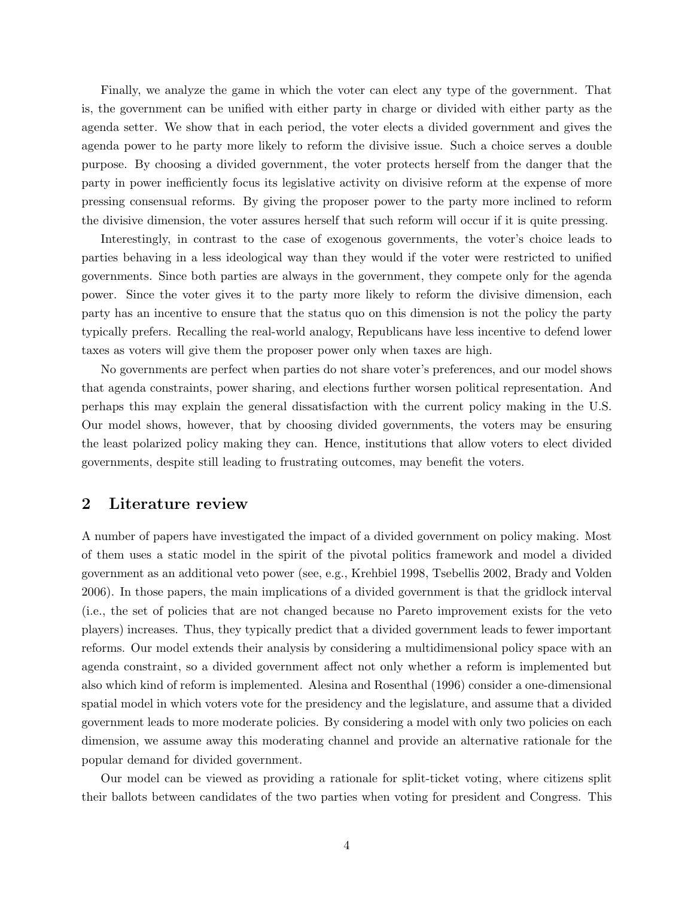Finally, we analyze the game in which the voter can elect any type of the government. That is, the government can be unified with either party in charge or divided with either party as the agenda setter. We show that in each period, the voter elects a divided government and gives the agenda power to he party more likely to reform the divisive issue. Such a choice serves a double purpose. By choosing a divided government, the voter protects herself from the danger that the party in power inefficiently focus its legislative activity on divisive reform at the expense of more pressing consensual reforms. By giving the proposer power to the party more inclined to reform the divisive dimension, the voter assures herself that such reform will occur if it is quite pressing.

Interestingly, in contrast to the case of exogenous governments, the voter's choice leads to parties behaving in a less ideological way than they would if the voter were restricted to unified governments. Since both parties are always in the government, they compete only for the agenda power. Since the voter gives it to the party more likely to reform the divisive dimension, each party has an incentive to ensure that the status quo on this dimension is not the policy the party typically prefers. Recalling the real-world analogy, Republicans have less incentive to defend lower taxes as voters will give them the proposer power only when taxes are high.

No governments are perfect when parties do not share voter's preferences, and our model shows that agenda constraints, power sharing, and elections further worsen political representation. And perhaps this may explain the general dissatisfaction with the current policy making in the U.S. Our model shows, however, that by choosing divided governments, the voters may be ensuring the least polarized policy making they can. Hence, institutions that allow voters to elect divided governments, despite still leading to frustrating outcomes, may benefit the voters.

## 2 Literature review

A number of papers have investigated the impact of a divided government on policy making. Most of them uses a static model in the spirit of the pivotal politics framework and model a divided government as an additional veto power (see, e.g., Krehbiel 1998, Tsebellis 2002, Brady and Volden 2006). In those papers, the main implications of a divided government is that the gridlock interval (i.e., the set of policies that are not changed because no Pareto improvement exists for the veto players) increases. Thus, they typically predict that a divided government leads to fewer important reforms. Our model extends their analysis by considering a multidimensional policy space with an agenda constraint, so a divided government affect not only whether a reform is implemented but also which kind of reform is implemented. Alesina and Rosenthal (1996) consider a one-dimensional spatial model in which voters vote for the presidency and the legislature, and assume that a divided government leads to more moderate policies. By considering a model with only two policies on each dimension, we assume away this moderating channel and provide an alternative rationale for the popular demand for divided government.

Our model can be viewed as providing a rationale for split-ticket voting, where citizens split their ballots between candidates of the two parties when voting for president and Congress. This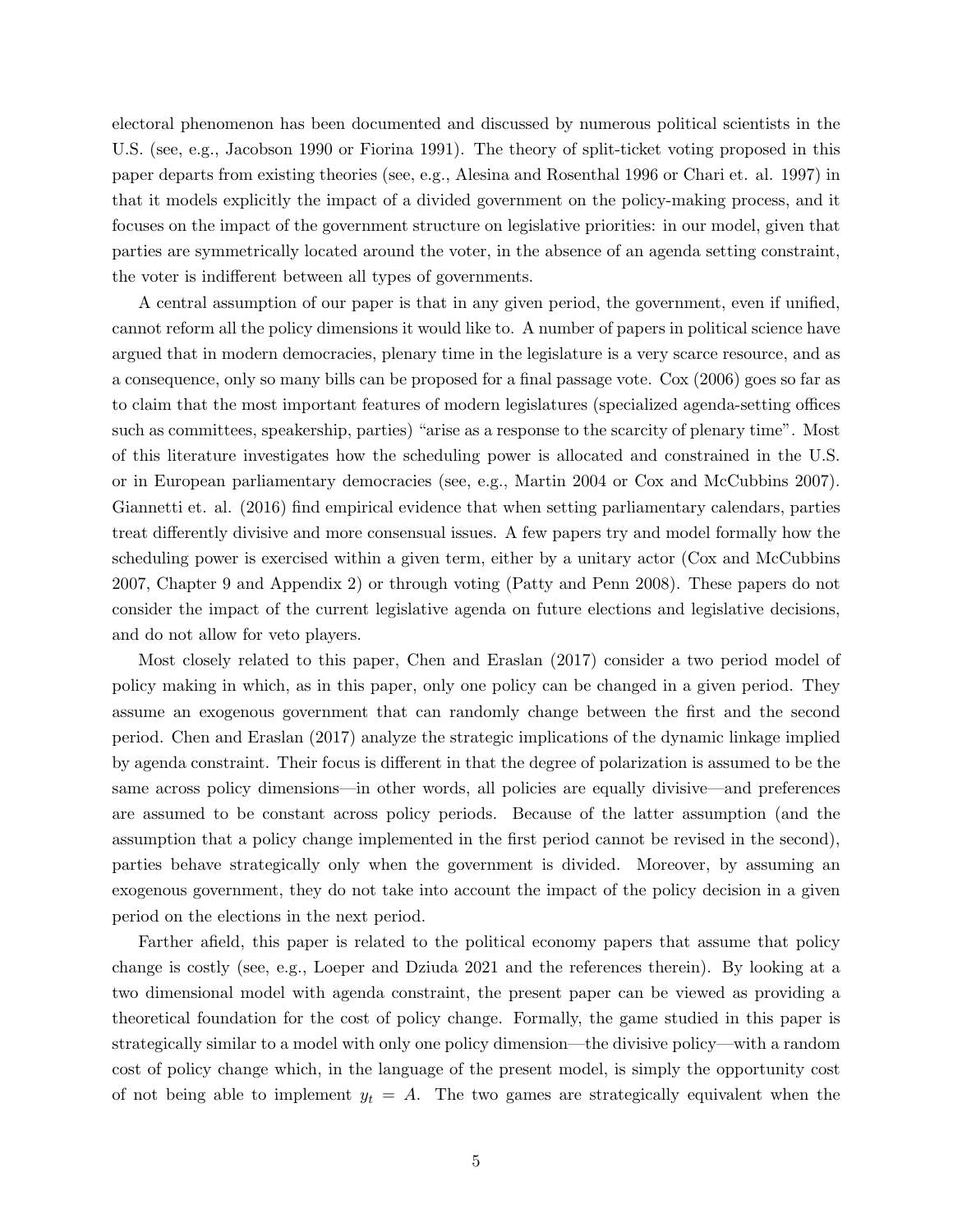electoral phenomenon has been documented and discussed by numerous political scientists in the U.S. (see, e.g., Jacobson 1990 or Fiorina 1991). The theory of split-ticket voting proposed in this paper departs from existing theories (see, e.g., Alesina and Rosenthal 1996 or Chari et. al. 1997) in that it models explicitly the impact of a divided government on the policy-making process, and it focuses on the impact of the government structure on legislative priorities: in our model, given that parties are symmetrically located around the voter, in the absence of an agenda setting constraint, the voter is indifferent between all types of governments.

A central assumption of our paper is that in any given period, the government, even if unified, cannot reform all the policy dimensions it would like to. A number of papers in political science have argued that in modern democracies, plenary time in the legislature is a very scarce resource, and as a consequence, only so many bills can be proposed for a final passage vote. Cox (2006) goes so far as to claim that the most important features of modern legislatures (specialized agenda-setting offices such as committees, speakership, parties) "arise as a response to the scarcity of plenary time". Most of this literature investigates how the scheduling power is allocated and constrained in the U.S. or in European parliamentary democracies (see, e.g., Martin 2004 or Cox and McCubbins 2007). Giannetti et. al. (2016) find empirical evidence that when setting parliamentary calendars, parties treat differently divisive and more consensual issues. A few papers try and model formally how the scheduling power is exercised within a given term, either by a unitary actor (Cox and McCubbins 2007, Chapter 9 and Appendix 2) or through voting (Patty and Penn 2008). These papers do not consider the impact of the current legislative agenda on future elections and legislative decisions, and do not allow for veto players.

Most closely related to this paper, Chen and Eraslan (2017) consider a two period model of policy making in which, as in this paper, only one policy can be changed in a given period. They assume an exogenous government that can randomly change between the first and the second period. Chen and Eraslan (2017) analyze the strategic implications of the dynamic linkage implied by agenda constraint. Their focus is different in that the degree of polarization is assumed to be the same across policy dimensions—in other words, all policies are equally divisive—and preferences are assumed to be constant across policy periods. Because of the latter assumption (and the assumption that a policy change implemented in the first period cannot be revised in the second), parties behave strategically only when the government is divided. Moreover, by assuming an exogenous government, they do not take into account the impact of the policy decision in a given period on the elections in the next period.

Farther afield, this paper is related to the political economy papers that assume that policy change is costly (see, e.g., Loeper and Dziuda 2021 and the references therein). By looking at a two dimensional model with agenda constraint, the present paper can be viewed as providing a theoretical foundation for the cost of policy change. Formally, the game studied in this paper is strategically similar to a model with only one policy dimension—the divisive policy—with a random cost of policy change which, in the language of the present model, is simply the opportunity cost of not being able to implement $y_t = A$. The two games are strategically equivalent when the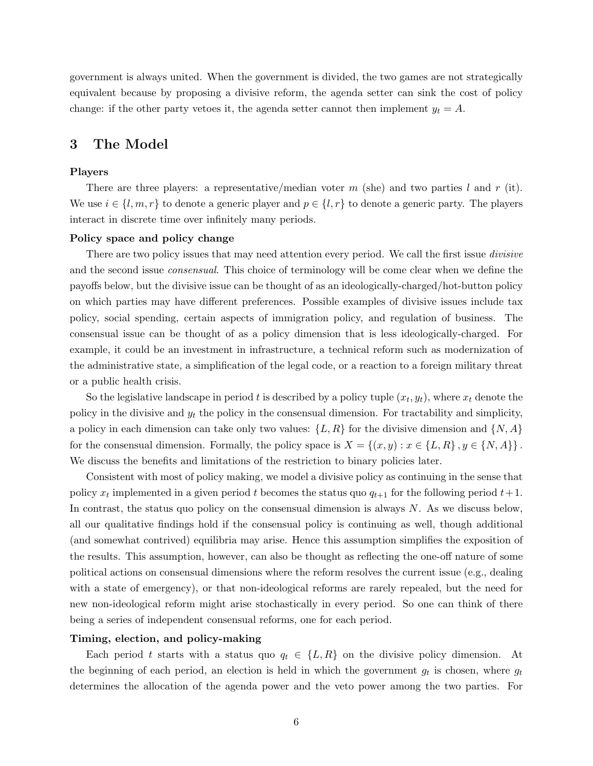government is always united. When the government is divided, the two games are not strategically equivalent because by proposing a divisive reform, the agenda setter can sink the cost of policy change: if the other party vetoes it, the agenda setter cannot then implement $y_t = A$.

## 3 The Model

**Players**

There are three players: a representative/median voter $m$ (she) and two parties $l$ and $r$ (it). We use $i \in \{l, m, r\}$ to denote a generic player and $p \in \{l, r\}$ to denote a generic party. The players interact in discrete time over infinitely many periods.

**Policy space and policy change**

There are two policy issues that may need attention every period. We call the first issue *divisive* and the second issue *consensual*. This choice of terminology will be come clear when we define the payoffs below, but the divisive issue can be thought of as an ideologically-charged/hot-button policy on which parties may have different preferences. Possible examples of divisive issues include tax policy, social spending, certain aspects of immigration policy, and regulation of business. The consensual issue can be thought of as a policy dimension that is less ideologically-charged. For example, it could be an investment in infrastructure, a technical reform such as modernization of the administrative state, a simplification of the legal code, or a reaction to a foreign military threat or a public health crisis.

So the legislative landscape in period $t$ is described by a policy tuple $(x_t, y_t)$, where $x_t$ denote the policy in the divisive and $y_t$ the policy in the consensual dimension. For tractability and simplicity, a policy in each dimension can take only two values: $\{L, R\}$ for the divisive dimension and $\{N, A\}$ for the consensual dimension. Formally, the policy space is $X = \{(x, y) : x \in \{L, R\}, y \in \{N, A\}\}$. We discuss the benefits and limitations of the restriction to binary policies later.

Consistent with most of policy making, we model a divisive policy as continuing in the sense that policy $x_t$ implemented in a given period $t$ becomes the status quo $q_{t+1}$ for the following period $t+1$. In contrast, the status quo policy on the consensual dimension is always $N$. As we discuss below, all our qualitative findings hold if the consensual policy is continuing as well, though additional (and somewhat contrived) equilibria may arise. Hence this assumption simplifies the exposition of the results. This assumption, however, can also be thought as reflecting the one-off nature of some political actions on consensual dimensions where the reform resolves the current issue (e.g., dealing with a state of emergency), or that non-ideological reforms are rarely repealed, but the need for new non-ideological reform might arise stochastically in every period. So one can think of there being a series of independent consensual reforms, one for each period.

**Timing, election, and policy-making**

Each period $t$ starts with a status quo $q_t \in \{L, R\}$ on the divisive policy dimension. At the beginning of each period, an election is held in which the government $g_t$ is chosen, where $g_t$ determines the allocation of the agenda power and the veto power among the two parties. For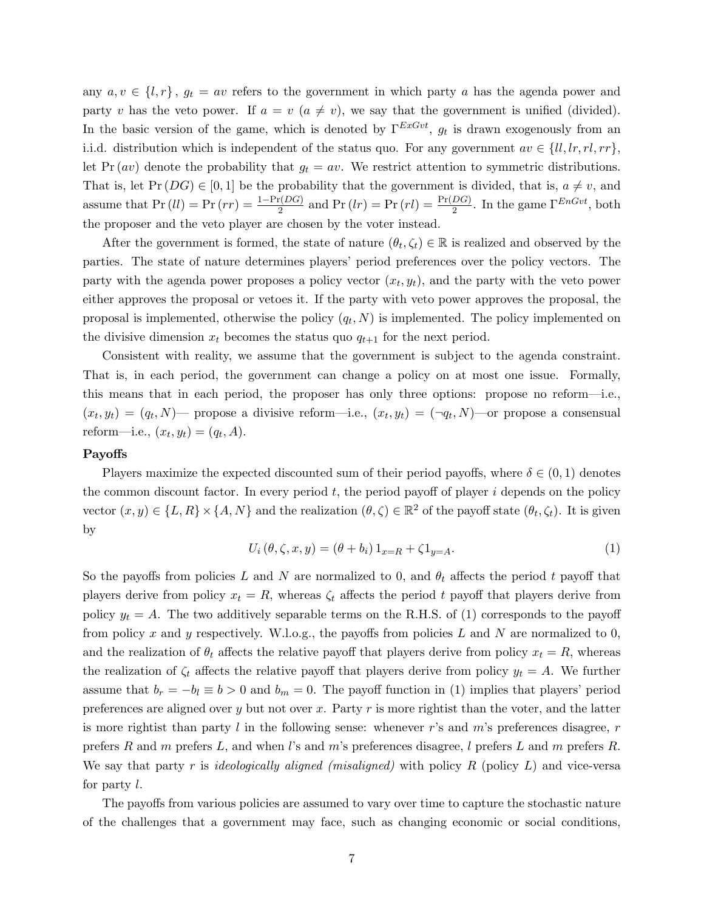any $a, v \in \{l, r\}$, $g_t = av$ refers to the government in which party $a$ has the agenda power and party $v$ has the veto power. If $a = v$ ($a \neq v$), we say that the government is unified (divided). In the basic version of the game, which is denoted by $\Gamma^{ExGvt}$, $g_t$ is drawn exogenously from an i.i.d. distribution which is independent of the status quo. For any government $av \in \{ll, lr, rl, rr\}$, let $\Pr(av)$ denote the probability that $g_t = av$. We restrict attention to symmetric distributions. That is, let $\Pr(DG) \in [0, 1]$ be the probability that the government is divided, that is, $a \neq v$, and assume that $\Pr(ll) = \Pr(rr) = \frac{1-\Pr(DG)}{2}$ and $\Pr(lr) = \Pr(rl) = \frac{\Pr(DG)}{2}$. In the game $\Gamma^{EnGvt}$, both the proposer and the veto player are chosen by the voter instead.

After the government is formed, the state of nature $(\theta_t, \zeta_t) \in \mathbb{R}$ is realized and observed by the parties. The state of nature determines players' period preferences over the policy vectors. The party with the agenda power proposes a policy vector $(x_t, y_t)$, and the party with the veto power either approves the proposal or vetoes it. If the party with veto power approves the proposal, the proposal is implemented, otherwise the policy $(q_t, N)$ is implemented. The policy implemented on the divisive dimension $x_t$ becomes the status quo $q_{t+1}$ for the next period.

Consistent with reality, we assume that the government is subject to the agenda constraint. That is, in each period, the government can change a policy on at most one issue. Formally, this means that in each period, the proposer has only three options: propose no reform—i.e., $(x_t, y_t) = (q_t, N)$— propose a divisive reform—i.e., $(x_t, y_t) = (\neg q_t, N)$—or propose a consensual reform—i.e., $(x_t, y_t) = (q_t, A)$.

**Payoffs**

Players maximize the expected discounted sum of their period payoffs, where $\delta \in (0, 1)$ denotes the common discount factor. In every period $t$, the period payoff of player $i$ depends on the policy vector $(x, y) \in \{L, R\} \times \{A, N\}$ and the realization $(\theta, \zeta) \in \mathbb{R}^2$ of the payoff state $(\theta_t, \zeta_t)$. It is given by

$$U_i(\theta, \zeta, x, y) = (\theta + b_i) 1_{x=R} + \zeta 1_{y=A}. \tag{1}$$

So the payoffs from policies $L$ and $N$ are normalized to 0, and $\theta_t$ affects the period $t$ payoff that players derive from policy $x_t = R$, whereas $\zeta_t$ affects the period $t$ payoff that players derive from policy $y_t = A$. The two additively separable terms on the R.H.S. of (1) corresponds to the payoff from policy $x$ and $y$ respectively. W.l.o.g., the payoffs from policies $L$ and $N$ are normalized to 0, and the realization of $\theta_t$ affects the relative payoff that players derive from policy $x_t = R$, whereas the realization of $\zeta_t$ affects the relative payoff that players derive from policy $y_t = A$. We further assume that $b_r = -b_l \equiv b > 0$ and $b_m = 0$. The payoff function in (1) implies that players' period preferences are aligned over $y$ but not over $x$. Party $r$ is more rightist than the voter, and the latter is more rightist than party $l$ in the following sense: whenever $r$'s and $m$'s preferences disagree, $r$ prefers $R$ and $m$ prefers $L$, and when $l$'s and $m$'s preferences disagree, $l$ prefers $L$ and $m$ prefers $R$. We say that party $r$ is *ideologically aligned (misaligned)* with policy $R$ (policy $L$) and vice-versa for party $l$.

The payoffs from various policies are assumed to vary over time to capture the stochastic nature of the challenges that a government may face, such as changing economic or social conditions,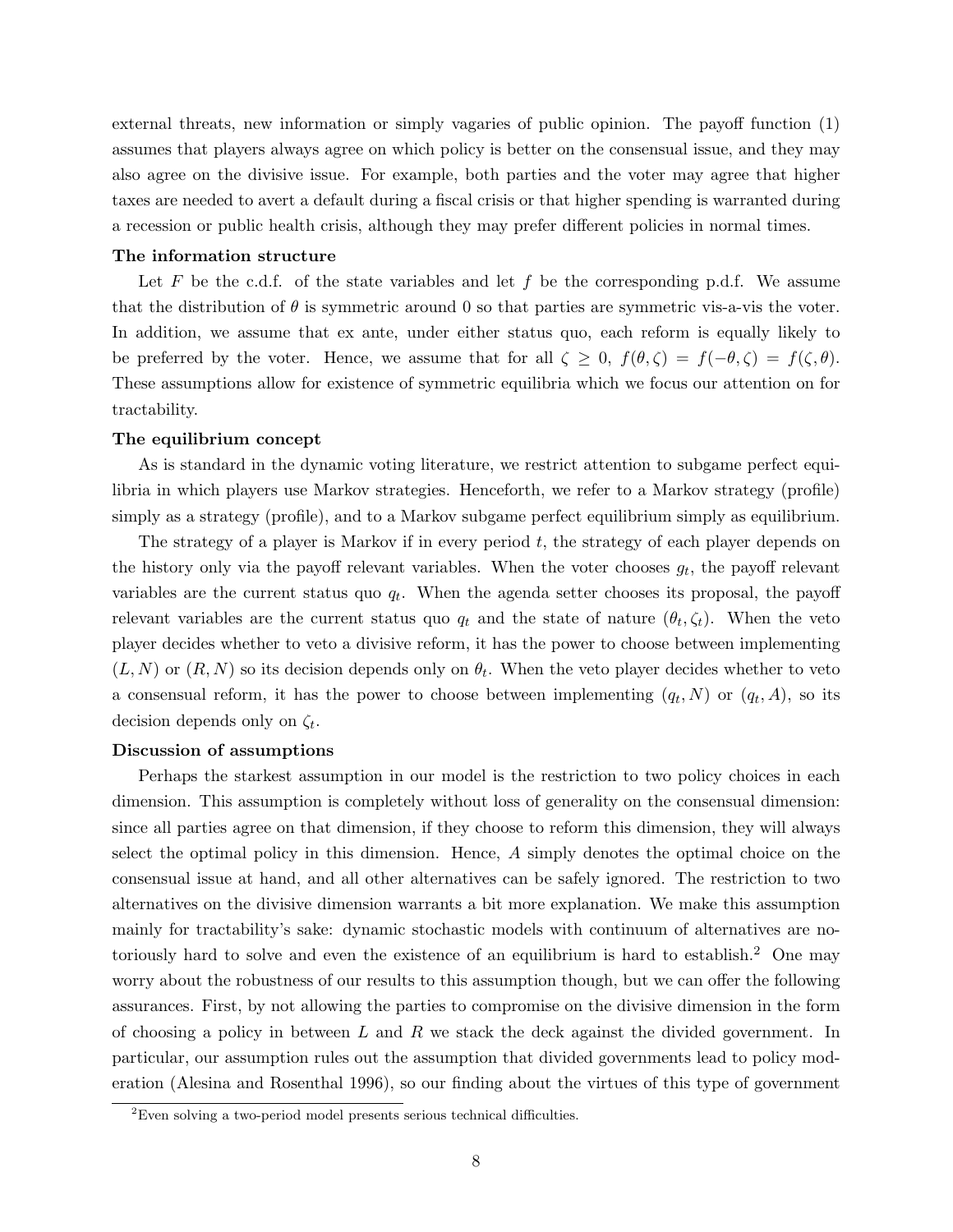external threats, new information or simply vagaries of public opinion. The payoff function (1) assumes that players always agree on which policy is better on the consensual issue, and they may also agree on the divisive issue. For example, both parties and the voter may agree that higher taxes are needed to avert a default during a fiscal crisis or that higher spending is warranted during a recession or public health crisis, although they may prefer different policies in normal times.

**The information structure**

Let $F$ be the c.d.f. of the state variables and let $f$ be the corresponding p.d.f. We assume that the distribution of $\theta$ is symmetric around 0 so that parties are symmetric vis-a-vis the voter. In addition, we assume that ex ante, under either status quo, each reform is equally likely to be preferred by the voter. Hence, we assume that for all $\zeta \geq 0$, $f(\theta, \zeta) = f(-\theta, \zeta) = f(\zeta, \theta)$. These assumptions allow for existence of symmetric equilibria which we focus our attention on for tractability.

**The equilibrium concept**

As is standard in the dynamic voting literature, we restrict attention to subgame perfect equilibria in which players use Markov strategies. Henceforth, we refer to a Markov strategy (profile) simply as a strategy (profile), and to a Markov subgame perfect equilibrium simply as equilibrium.

The strategy of a player is Markov if in every period $t$, the strategy of each player depends on the history only via the payoff relevant variables. When the voter chooses $g_t$, the payoff relevant variables are the current status quo $q_t$. When the agenda setter chooses its proposal, the payoff relevant variables are the current status quo $q_t$ and the state of nature $(\theta_t, \zeta_t)$. When the veto player decides whether to veto a divisive reform, it has the power to choose between implementing $(L, N)$ or $(R, N)$ so its decision depends only on $\theta_t$. When the veto player decides whether to veto a consensual reform, it has the power to choose between implementing $(q_t, N)$ or $(q_t, A)$, so its decision depends only on $\zeta_t$.

**Discussion of assumptions**

Perhaps the starkest assumption in our model is the restriction to two policy choices in each dimension. This assumption is completely without loss of generality on the consensual dimension: since all parties agree on that dimension, if they choose to reform this dimension, they will always select the optimal policy in this dimension. Hence, $A$ simply denotes the optimal choice on the consensual issue at hand, and all other alternatives can be safely ignored. The restriction to two alternatives on the divisive dimension warrants a bit more explanation. We make this assumption mainly for tractability's sake: dynamic stochastic models with continuum of alternatives are notoriously hard to solve and even the existence of an equilibrium is hard to establish.[2] One may worry about the robustness of our results to this assumption though, but we can offer the following assurances. First, by not allowing the parties to compromise on the divisive dimension in the form of choosing a policy in between $L$ and $R$ we stack the deck against the divided government. In particular, our assumption rules out the assumption that divided governments lead to policy moderation (Alesina and Rosenthal 1996), so our finding about the virtues of this type of government

[2]Even solving a two-period model presents serious technical difficulties.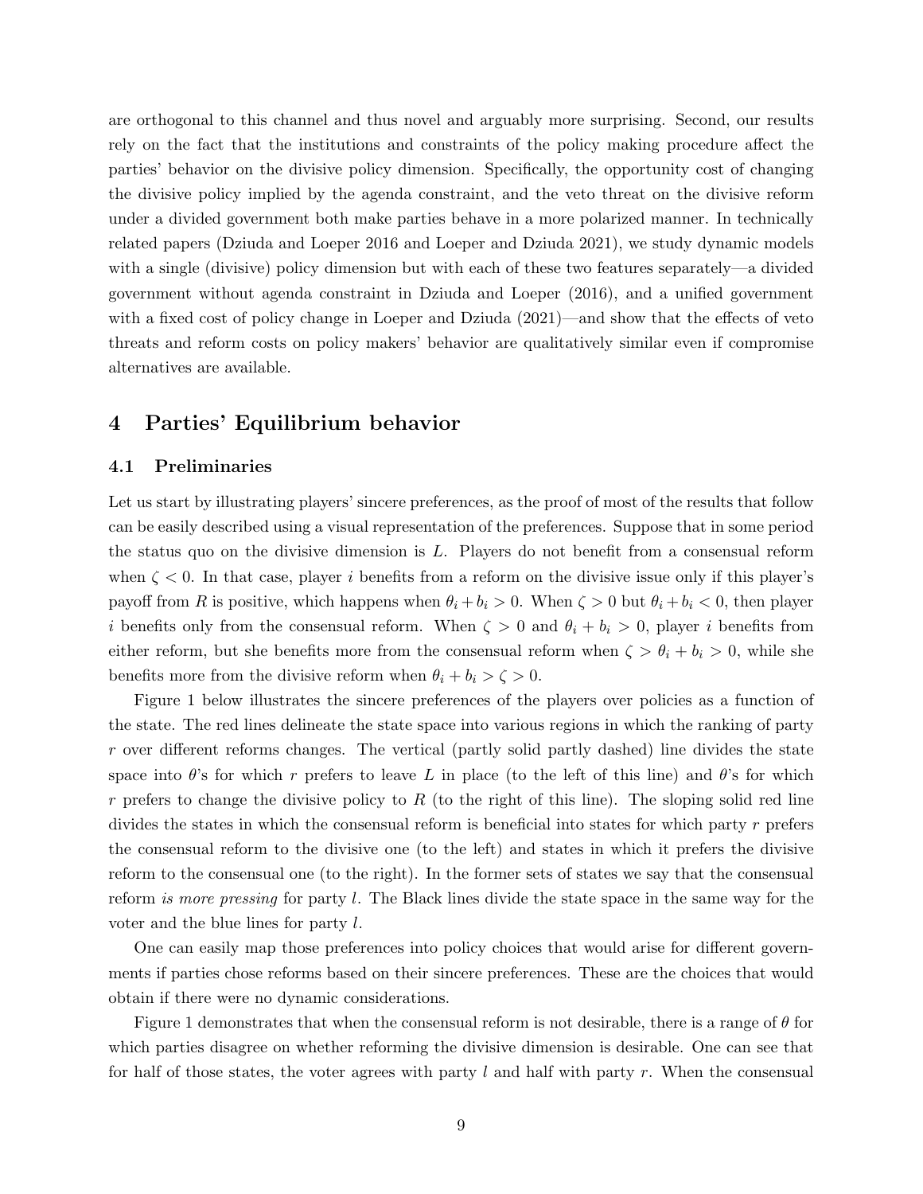are orthogonal to this channel and thus novel and arguably more surprising. Second, our results rely on the fact that the institutions and constraints of the policy making procedure affect the parties' behavior on the divisive policy dimension. Specifically, the opportunity cost of changing the divisive policy implied by the agenda constraint, and the veto threat on the divisive reform under a divided government both make parties behave in a more polarized manner. In technically related papers (Dziuda and Loeper 2016 and Loeper and Dziuda 2021), we study dynamic models with a single (divisive) policy dimension but with each of these two features separately—a divided government without agenda constraint in Dziuda and Loeper (2016), and a unified government with a fixed cost of policy change in Loeper and Dziuda (2021)—and show that the effects of veto threats and reform costs on policy makers' behavior are qualitatively similar even if compromise alternatives are available.

# 4 Parties' Equilibrium behavior

## 4.1 Preliminaries

Let us start by illustrating players' sincere preferences, as the proof of most of the results that follow can be easily described using a visual representation of the preferences. Suppose that in some period the status quo on the divisive dimension is $L$. Players do not benefit from a consensual reform when $\zeta < 0$. In that case, player $i$ benefits from a reform on the divisive issue only if this player's payoff from $R$ is positive, which happens when $\theta_i + b_i > 0$. When $\zeta > 0$ but $\theta_i + b_i < 0$, then player $i$ benefits only from the consensual reform. When $\zeta > 0$ and $\theta_i + b_i > 0$, player $i$ benefits from either reform, but she benefits more from the consensual reform when $\zeta > \theta_i + b_i > 0$, while she benefits more from the divisive reform when $\theta_i + b_i > \zeta > 0$.

Figure 1 below illustrates the sincere preferences of the players over policies as a function of the state. The red lines delineate the state space into various regions in which the ranking of party $r$ over different reforms changes. The vertical (partly solid partly dashed) line divides the state space into $\theta$'s for which $r$ prefers to leave $L$ in place (to the left of this line) and $\theta$'s for which $r$ prefers to change the divisive policy to $R$ (to the right of this line). The sloping solid red line divides the states in which the consensual reform is beneficial into states for which party $r$ prefers the consensual reform to the divisive one (to the left) and states in which it prefers the divisive reform to the consensual one (to the right). In the former sets of states we say that the consensual reform *is more pressing* for party $l$. The Black lines divide the state space in the same way for the voter and the blue lines for party $l$.

One can easily map those preferences into policy choices that would arise for different governments if parties chose reforms based on their sincere preferences. These are the choices that would obtain if there were no dynamic considerations.

Figure 1 demonstrates that when the consensual reform is not desirable, there is a range of $\theta$ for which parties disagree on whether reforming the divisive dimension is desirable. One can see that for half of those states, the voter agrees with party $l$ and half with party $r$. When the consensual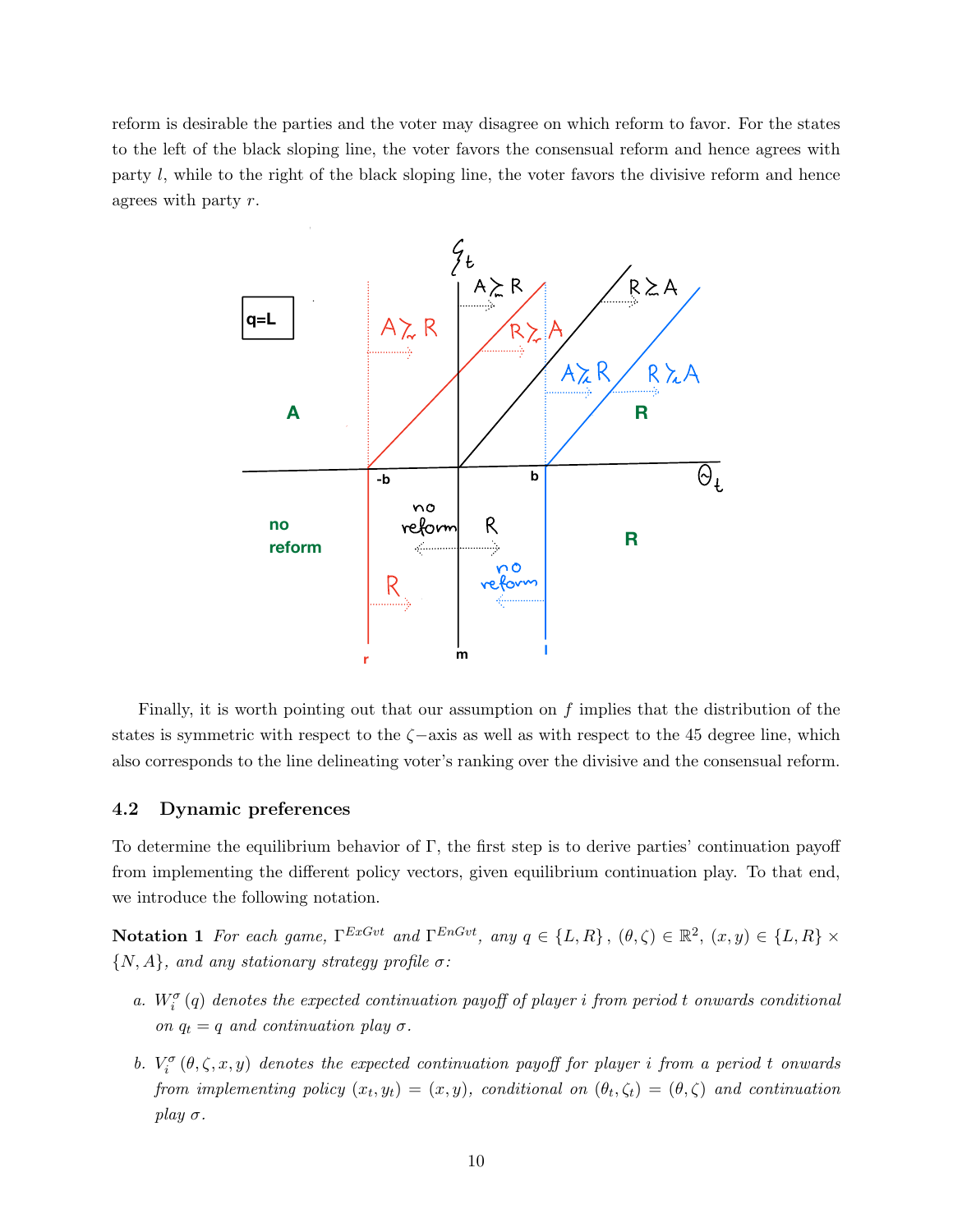reform is desirable the parties and the voter may disagree on which reform to favor. For the states to the left of the black sloping line, the voter favors the consensual reform and hence agrees with party $l$, while to the right of the black sloping line, the voter favors the divisive reform and hence agrees with party $r$.

Finally, it is worth pointing out that our assumption on $f$ implies that the distribution of the states is symmetric with respect to the $\zeta-$axis as well as with respect to the 45 degree line, which also corresponds to the line delineating voter's ranking over the divisive and the consensual reform.

### 4.2 Dynamic preferences

To determine the equilibrium behavior of $\Gamma$, the first step is to derive parties' continuation payoff from implementing the different policy vectors, given equilibrium continuation play. To that end, we introduce the following notation.

**Notation 1** *For each game,* $\Gamma^{ExGvt}$ *and* $\Gamma^{EnGvt}$*, any* $q \in \{L, R\}$*,* $(\theta, \zeta) \in \mathbb{R}^2$*,* $(x, y) \in \{L, R\} \times \{N, A\}$*, and any stationary strategy profile* $\sigma$*:*

*a.* $W_i^\sigma(q)$ *denotes the expected continuation payoff of player* $i$ *from period* $t$ *onwards conditional on* $q_t = q$ *and continuation play* $\sigma$*.*

*b.* $V_i^\sigma(\theta, \zeta, x, y)$ *denotes the expected continuation payoff for player* $i$ *from a period* $t$ *onwards from implementing policy* $(x_t, y_t) = (x, y)$*, conditional on* $(\theta_t, \zeta_t) = (\theta, \zeta)$ *and continuation play* $\sigma$*.*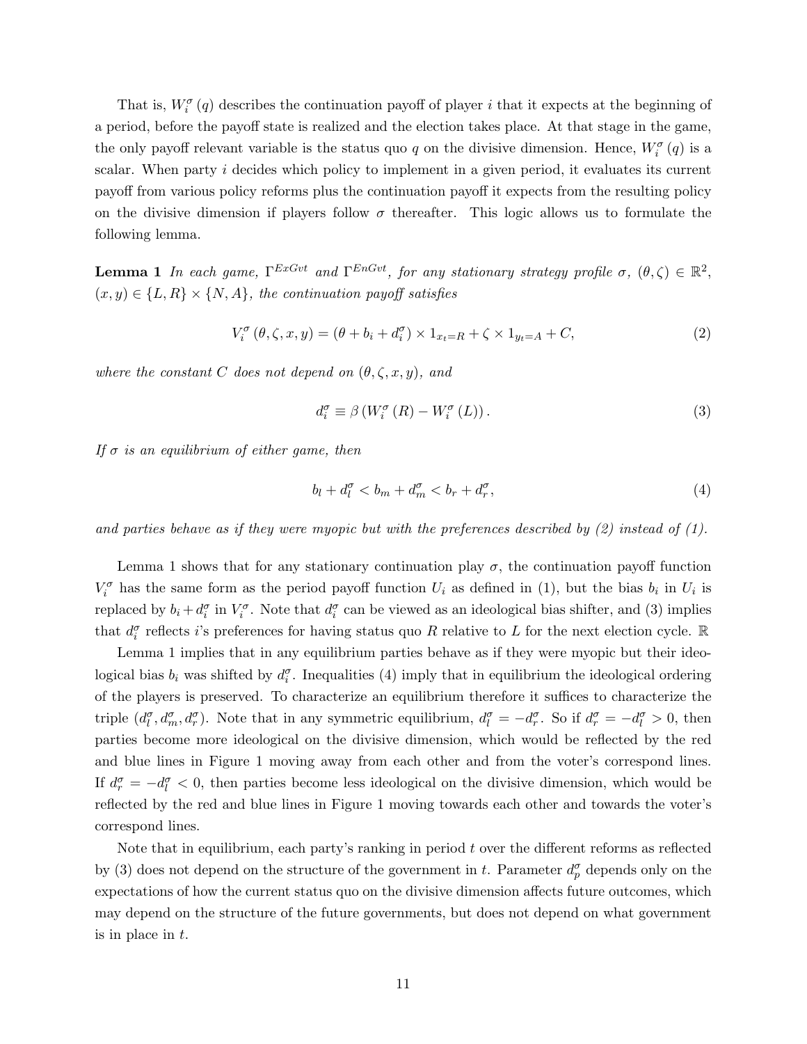That is, $W_i^\sigma(q)$ describes the continuation payoff of player $i$ that it expects at the beginning of a period, before the payoff state is realized and the election takes place. At that stage in the game, the only payoff relevant variable is the status quo $q$ on the divisive dimension. Hence, $W_i^\sigma(q)$ is a scalar. When party $i$ decides which policy to implement in a given period, it evaluates its current payoff from various policy reforms plus the continuation payoff it expects from the resulting policy on the divisive dimension if players follow $\sigma$ thereafter. This logic allows us to formulate the following lemma.

**Lemma 1** *In each game, $\Gamma^{ExGvt}$ and $\Gamma^{EnGvt}$, for any stationary strategy profile $\sigma$, $(\theta, \zeta) \in \mathbb{R}^2$, $(x, y) \in \{L, R\} \times \{N, A\}$, the continuation payoff satisfies*

$$V_i^\sigma(\theta, \zeta, x, y) = (\theta + b_i + d_i^\sigma) \times 1_{x_t=R} + \zeta \times 1_{y_t=A} + C, \tag{2}$$

*where the constant $C$ does not depend on $(\theta, \zeta, x, y)$, and*

$$d_i^\sigma \equiv \beta \left( W_i^\sigma(R) - W_i^\sigma(L) \right). \tag{3}$$

*If $\sigma$ is an equilibrium of either game, then*

$$b_l + d_l^\sigma < b_m + d_m^\sigma < b_r + d_r^\sigma, \tag{4}$$

*and parties behave as if they were myopic but with the preferences described by (2) instead of (1).*

Lemma 1 shows that for any stationary continuation play $\sigma$, the continuation payoff function $V_i^\sigma$ has the same form as the period payoff function $U_i$ as defined in (1), but the bias $b_i$ in $U_i$ is replaced by $b_i + d_i^\sigma$ in $V_i^\sigma$. Note that $d_i^\sigma$ can be viewed as an ideological bias shifter, and (3) implies that $d_i^\sigma$ reflects $i$'s preferences for having status quo $R$ relative to $L$ for the next election cycle. $\mathbb{R}$

Lemma 1 implies that in any equilibrium parties behave as if they were myopic but their ideological bias $b_i$ was shifted by $d_i^\sigma$. Inequalities (4) imply that in equilibrium the ideological ordering of the players is preserved. To characterize an equilibrium therefore it suffices to characterize the triple $(d_l^\sigma, d_m^\sigma, d_r^\sigma)$. Note that in any symmetric equilibrium, $d_l^\sigma = -d_r^\sigma$. So if $d_r^\sigma = -d_l^\sigma > 0$, then parties become more ideological on the divisive dimension, which would be reflected by the red and blue lines in Figure 1 moving away from each other and from the voter's correspond lines. If $d_r^\sigma = -d_l^\sigma < 0$, then parties become less ideological on the divisive dimension, which would be reflected by the red and blue lines in Figure 1 moving towards each other and towards the voter's correspond lines.

Note that in equilibrium, each party's ranking in period $t$ over the different reforms as reflected by (3) does not depend on the structure of the government in $t$. Parameter $d_p^\sigma$ depends only on the expectations of how the current status quo on the divisive dimension affects future outcomes, which may depend on the structure of the future governments, but does not depend on what government is in place in $t$.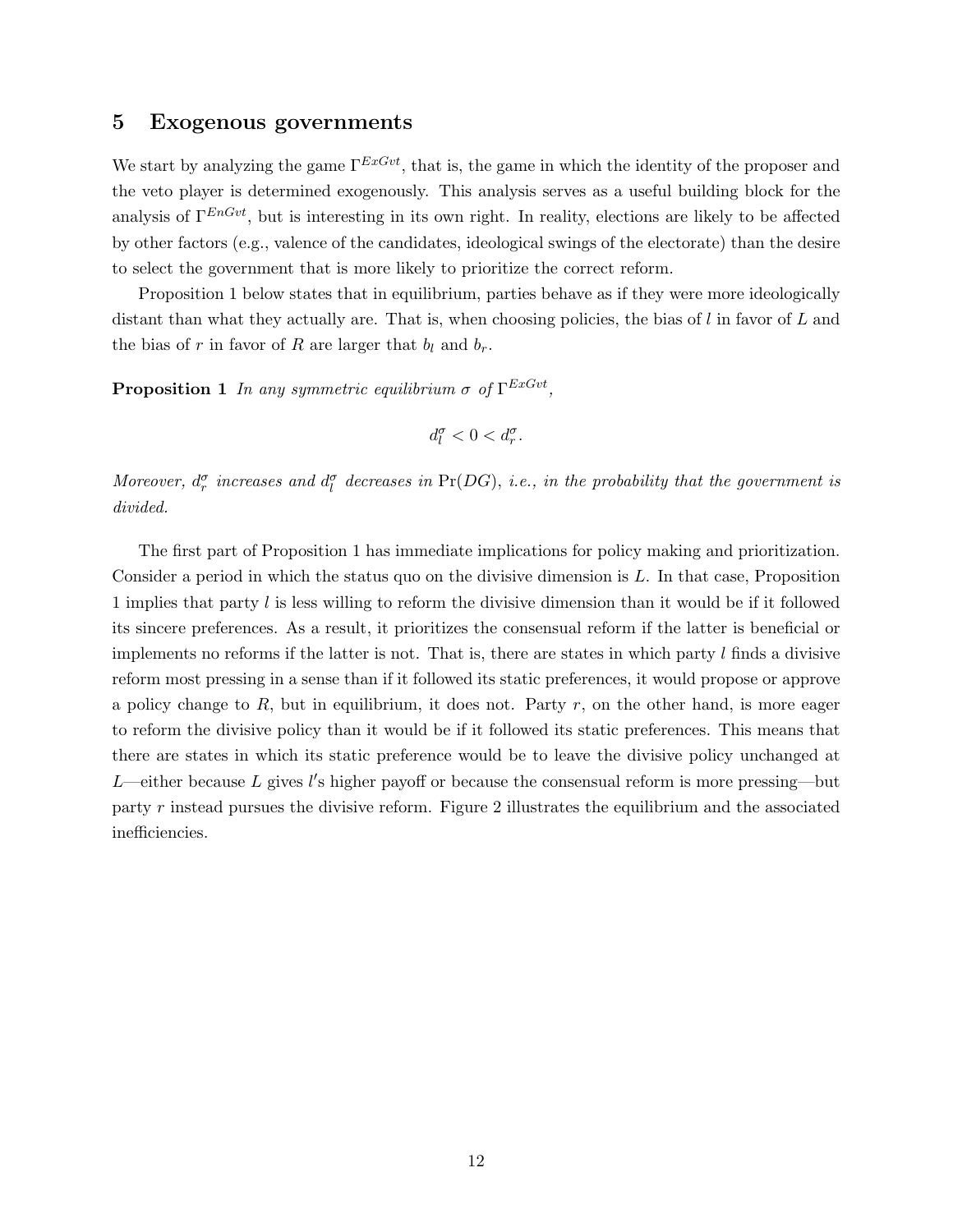## 5 Exogenous governments

We start by analyzing the game $\Gamma^{ExGvt}$, that is, the game in which the identity of the proposer and the veto player is determined exogenously. This analysis serves as a useful building block for the analysis of $\Gamma^{EnGvt}$, but is interesting in its own right. In reality, elections are likely to be affected by other factors (e.g., valence of the candidates, ideological swings of the electorate) than the desire to select the government that is more likely to prioritize the correct reform.

Proposition 1 below states that in equilibrium, parties behave as if they were more ideologically distant than what they actually are. That is, when choosing policies, the bias of $l$ in favor of $L$ and the bias of $r$ in favor of $R$ are larger that $b_l$ and $b_r$.

**Proposition 1** *In any symmetric equilibrium $\sigma$ of $\Gamma^{ExGvt}$,*

$$d_l^\sigma < 0 < d_r^\sigma.$$

*Moreover, $d_r^\sigma$ increases and $d_l^\sigma$ decreases in $\Pr(DG)$, i.e., in the probability that the government is divided.*

The first part of Proposition 1 has immediate implications for policy making and prioritization. Consider a period in which the status quo on the divisive dimension is $L$. In that case, Proposition 1 implies that party $l$ is less willing to reform the divisive dimension than it would be if it followed its sincere preferences. As a result, it prioritizes the consensual reform if the latter is beneficial or implements no reforms if the latter is not. That is, there are states in which party $l$ finds a divisive reform most pressing in a sense than if it followed its static preferences, it would propose or approve a policy change to $R$, but in equilibrium, it does not. Party $r$, on the other hand, is more eager to reform the divisive policy than it would be if it followed its static preferences. This means that there are states in which its static preference would be to leave the divisive policy unchanged at $L$—either because $L$ gives $l'$s higher payoff or because the consensual reform is more pressing—but party $r$ instead pursues the divisive reform. Figure 2 illustrates the equilibrium and the associated inefficiencies.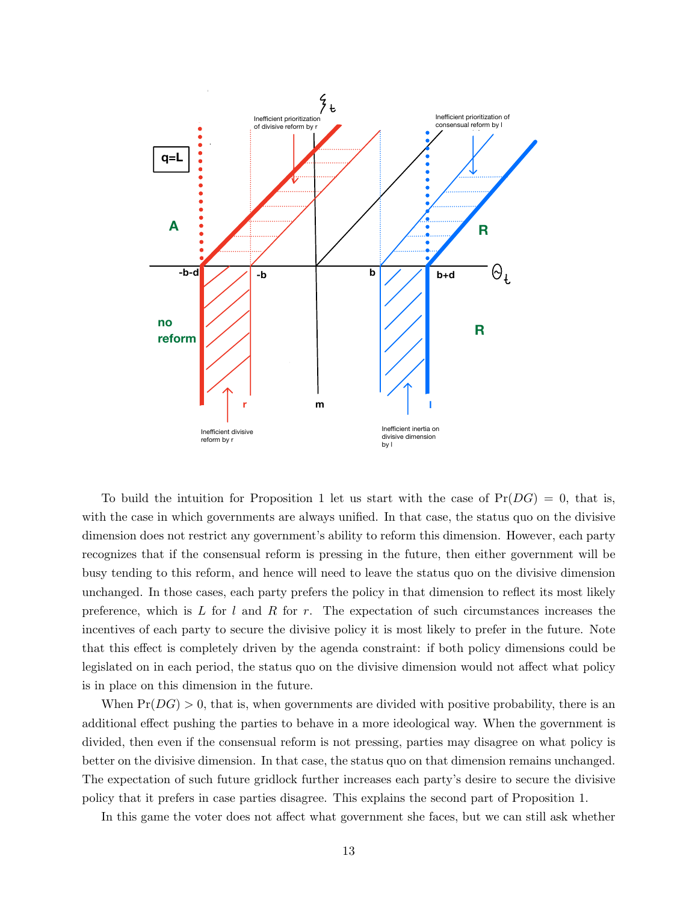To build the intuition for Proposition 1 let us start with the case of $\Pr(DG) = 0$, that is, with the case in which governments are always unified. In that case, the status quo on the divisive dimension does not restrict any government's ability to reform this dimension. However, each party recognizes that if the consensual reform is pressing in the future, then either government will be busy tending to this reform, and hence will need to leave the status quo on the divisive dimension unchanged. In those cases, each party prefers the policy in that dimension to reflect its most likely preference, which is $L$ for $l$ and $R$ for $r$. The expectation of such circumstances increases the incentives of each party to secure the divisive policy it is most likely to prefer in the future. Note that this effect is completely driven by the agenda constraint: if both policy dimensions could be legislated on in each period, the status quo on the divisive dimension would not affect what policy is in place on this dimension in the future.

When $\Pr(DG) > 0$, that is, when governments are divided with positive probability, there is an additional effect pushing the parties to behave in a more ideological way. When the government is divided, then even if the consensual reform is not pressing, parties may disagree on what policy is better on the divisive dimension. In that case, the status quo on that dimension remains unchanged. The expectation of such future gridlock further increases each party's desire to secure the divisive policy that it prefers in case parties disagree. This explains the second part of Proposition 1.

In this game the voter does not affect what government she faces, but we can still ask whether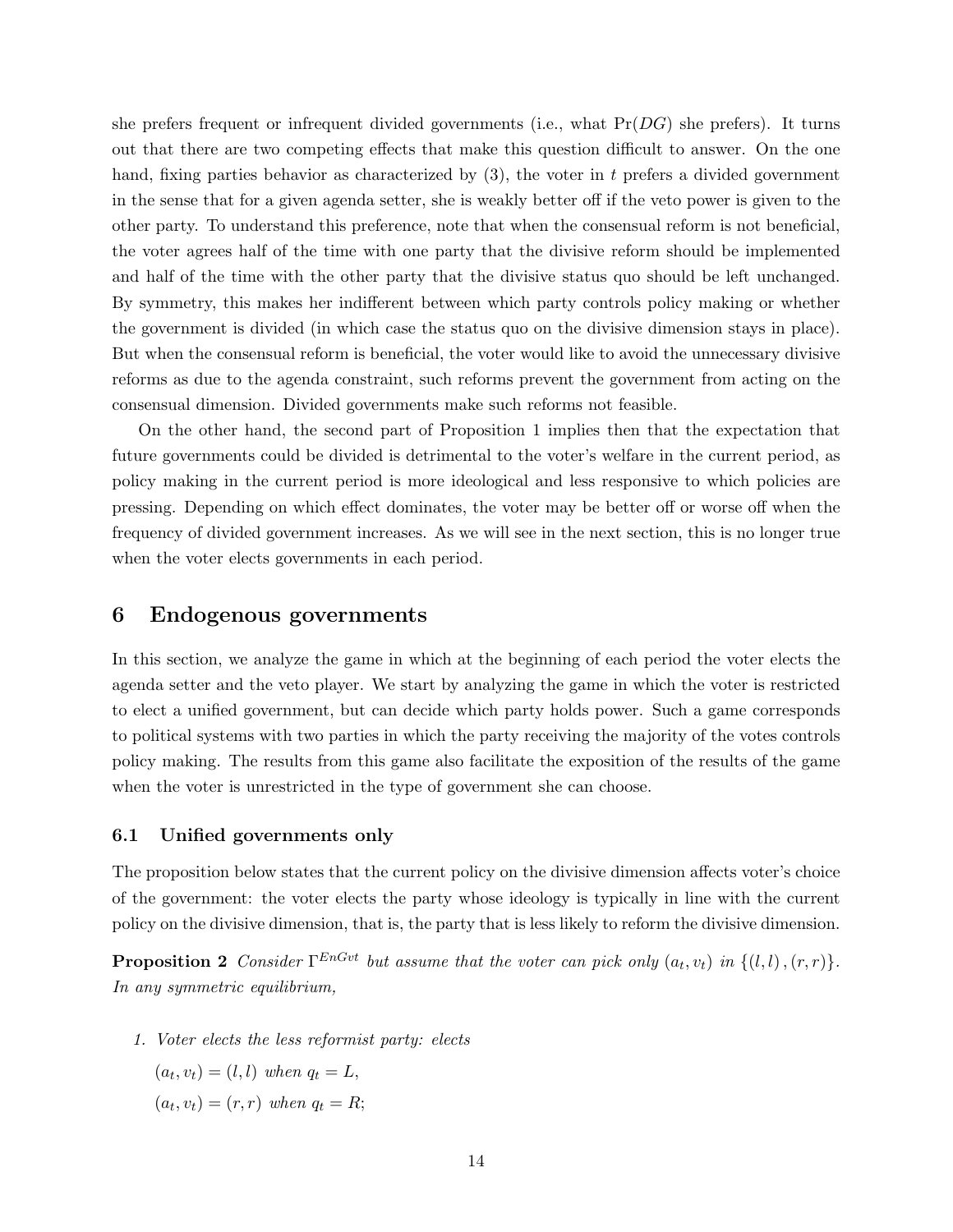she prefers frequent or infrequent divided governments (i.e., what $\Pr(DG)$ she prefers). It turns out that there are two competing effects that make this question difficult to answer. On the one hand, fixing parties behavior as characterized by (3), the voter in $t$ prefers a divided government in the sense that for a given agenda setter, she is weakly better off if the veto power is given to the other party. To understand this preference, note that when the consensual reform is not beneficial, the voter agrees half of the time with one party that the divisive reform should be implemented and half of the time with the other party that the divisive status quo should be left unchanged. By symmetry, this makes her indifferent between which party controls policy making or whether the government is divided (in which case the status quo on the divisive dimension stays in place). But when the consensual reform is beneficial, the voter would like to avoid the unnecessary divisive reforms as due to the agenda constraint, such reforms prevent the government from acting on the consensual dimension. Divided governments make such reforms not feasible.

On the other hand, the second part of Proposition 1 implies then that the expectation that future governments could be divided is detrimental to the voter's welfare in the current period, as policy making in the current period is more ideological and less responsive to which policies are pressing. Depending on which effect dominates, the voter may be better off or worse off when the frequency of divided government increases. As we will see in the next section, this is no longer true when the voter elects governments in each period.

# 6 Endogenous governments

In this section, we analyze the game in which at the beginning of each period the voter elects the agenda setter and the veto player. We start by analyzing the game in which the voter is restricted to elect a unified government, but can decide which party holds power. Such a game corresponds to political systems with two parties in which the party receiving the majority of the votes controls policy making. The results from this game also facilitate the exposition of the results of the game when the voter is unrestricted in the type of government she can choose.

## 6.1 Unified governments only

The proposition below states that the current policy on the divisive dimension affects voter's choice of the government: the voter elects the party whose ideology is typically in line with the current policy on the divisive dimension, that is, the party that is less likely to reform the divisive dimension.

**Proposition 2** *Consider $\Gamma^{EnGvt}$ but assume that the voter can pick only $(a_t, v_t)$ in $\{(l,l),(r,r)\}$. In any symmetric equilibrium,*

1. *Voter elects the less reformist party: elects*

   *$(a_t, v_t) = (l, l)$ when $q_t = L$,*

   *$(a_t, v_t) = (r, r)$ when $q_t = R$;*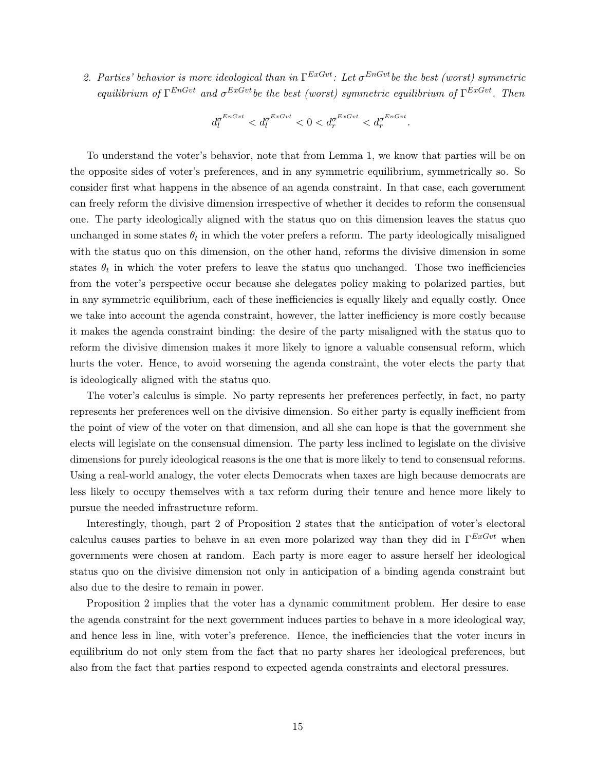2. *Parties' behavior is more ideological than in $\Gamma^{ExGvt}$: Let $\sigma^{EnGvt}$ be the best (worst) symmetric equilibrium of $\Gamma^{EnGvt}$ and $\sigma^{ExGvt}$ be the best (worst) symmetric equilibrium of $\Gamma^{ExGvt}$. Then*

$$d_l^{\sigma^{EnGvt}} < d_l^{\sigma^{ExGvt}} < 0 < d_r^{\sigma^{ExGvt}} < d_r^{\sigma^{EnGvt}}.$$

To understand the voter's behavior, note that from Lemma 1, we know that parties will be on the opposite sides of voter's preferences, and in any symmetric equilibrium, symmetrically so. So consider first what happens in the absence of an agenda constraint. In that case, each government can freely reform the divisive dimension irrespective of whether it decides to reform the consensual one. The party ideologically aligned with the status quo on this dimension leaves the status quo unchanged in some states $\theta_t$ in which the voter prefers a reform. The party ideologically misaligned with the status quo on this dimension, on the other hand, reforms the divisive dimension in some states $\theta_t$ in which the voter prefers to leave the status quo unchanged. Those two inefficiencies from the voter's perspective occur because she delegates policy making to polarized parties, but in any symmetric equilibrium, each of these inefficiencies is equally likely and equally costly. Once we take into account the agenda constraint, however, the latter inefficiency is more costly because it makes the agenda constraint binding: the desire of the party misaligned with the status quo to reform the divisive dimension makes it more likely to ignore a valuable consensual reform, which hurts the voter. Hence, to avoid worsening the agenda constraint, the voter elects the party that is ideologically aligned with the status quo.

The voter's calculus is simple. No party represents her preferences perfectly, in fact, no party represents her preferences well on the divisive dimension. So either party is equally inefficient from the point of view of the voter on that dimension, and all she can hope is that the government she elects will legislate on the consensual dimension. The party less inclined to legislate on the divisive dimensions for purely ideological reasons is the one that is more likely to tend to consensual reforms. Using a real-world analogy, the voter elects Democrats when taxes are high because democrats are less likely to occupy themselves with a tax reform during their tenure and hence more likely to pursue the needed infrastructure reform.

Interestingly, though, part 2 of Proposition 2 states that the anticipation of voter's electoral calculus causes parties to behave in an even more polarized way than they did in $\Gamma^{ExGvt}$ when governments were chosen at random. Each party is more eager to assure herself her ideological status quo on the divisive dimension not only in anticipation of a binding agenda constraint but also due to the desire to remain in power.

Proposition 2 implies that the voter has a dynamic commitment problem. Her desire to ease the agenda constraint for the next government induces parties to behave in a more ideological way, and hence less in line, with voter's preference. Hence, the inefficiencies that the voter incurs in equilibrium do not only stem from the fact that no party shares her ideological preferences, but also from the fact that parties respond to expected agenda constraints and electoral pressures.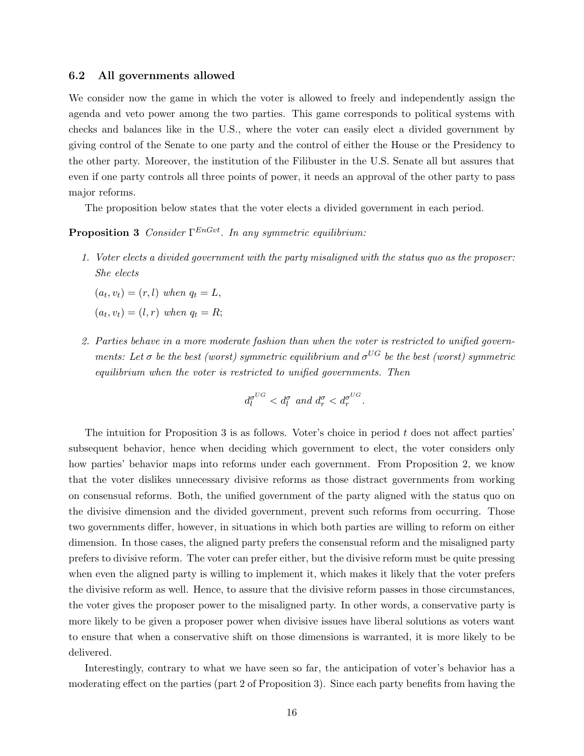### 6.2 All governments allowed

We consider now the game in which the voter is allowed to freely and independently assign the agenda and veto power among the two parties. This game corresponds to political systems with checks and balances like in the U.S., where the voter can easily elect a divided government by giving control of the Senate to one party and the control of either the House or the Presidency to the other party. Moreover, the institution of the Filibuster in the U.S. Senate all but assures that even if one party controls all three points of power, it needs an approval of the other party to pass major reforms.

The proposition below states that the voter elects a divided government in each period.

**Proposition 3** *Consider $\Gamma^{EnGvt}$. In any symmetric equilibrium:*

1. *Voter elects a divided government with the party misaligned with the status quo as the proposer: She elects*

   $(a_t, v_t) = (r, l)$ *when* $q_t = L$,

   $(a_t, v_t) = (l, r)$ *when* $q_t = R$;

2. *Parties behave in a more moderate fashion than when the voter is restricted to unified governments: Let $\sigma$ be the best (worst) symmetric equilibrium and $\sigma^{UG}$ be the best (worst) symmetric equilibrium when the voter is restricted to unified governments. Then*

$$d_l^{\sigma^{UG}} < d_l^{\sigma} \text{ and } d_r^{\sigma} < d_r^{\sigma^{UG}}.$$

The intuition for Proposition 3 is as follows. Voter's choice in period $t$ does not affect parties' subsequent behavior, hence when deciding which government to elect, the voter considers only how parties' behavior maps into reforms under each government. From Proposition 2, we know that the voter dislikes unnecessary divisive reforms as those distract governments from working on consensual reforms. Both, the unified government of the party aligned with the status quo on the divisive dimension and the divided government, prevent such reforms from occurring. Those two governments differ, however, in situations in which both parties are willing to reform on either dimension. In those cases, the aligned party prefers the consensual reform and the misaligned party prefers to divisive reform. The voter can prefer either, but the divisive reform must be quite pressing when even the aligned party is willing to implement it, which makes it likely that the voter prefers the divisive reform as well. Hence, to assure that the divisive reform passes in those circumstances, the voter gives the proposer power to the misaligned party. In other words, a conservative party is more likely to be given a proposer power when divisive issues have liberal solutions as voters want to ensure that when a conservative shift on those dimensions is warranted, it is more likely to be delivered.

Interestingly, contrary to what we have seen so far, the anticipation of voter's behavior has a moderating effect on the parties (part 2 of Proposition 3). Since each party benefits from having the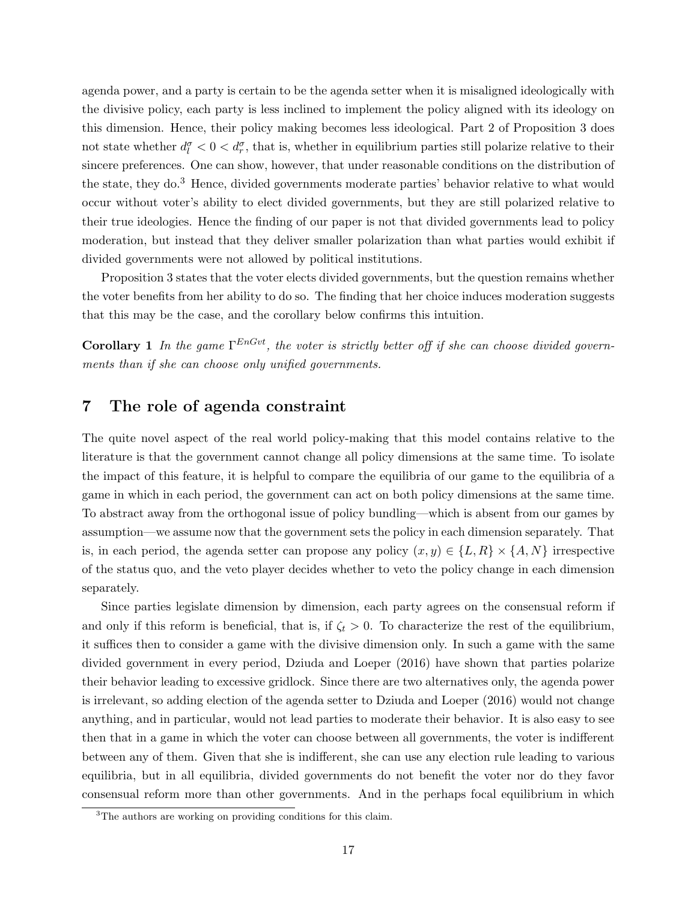agenda power, and a party is certain to be the agenda setter when it is misaligned ideologically with the divisive policy, each party is less inclined to implement the policy aligned with its ideology on this dimension. Hence, their policy making becomes less ideological. Part 2 of Proposition 3 does not state whether $d_l^\sigma < 0 < d_r^\sigma$, that is, whether in equilibrium parties still polarize relative to their sincere preferences. One can show, however, that under reasonable conditions on the distribution of the state, they do.[3] Hence, divided governments moderate parties' behavior relative to what would occur without voter's ability to elect divided governments, but they are still polarized relative to their true ideologies. Hence the finding of our paper is not that divided governments lead to policy moderation, but instead that they deliver smaller polarization than what parties would exhibit if divided governments were not allowed by political institutions.

Proposition 3 states that the voter elects divided governments, but the question remains whether the voter benefits from her ability to do so. The finding that her choice induces moderation suggests that this may be the case, and the corollary below confirms this intuition.

**Corollary 1** *In the game $\Gamma^{EnGvt}$, the voter is strictly better off if she can choose divided governments than if she can choose only unified governments.*

# 7 The role of agenda constraint

The quite novel aspect of the real world policy-making that this model contains relative to the literature is that the government cannot change all policy dimensions at the same time. To isolate the impact of this feature, it is helpful to compare the equilibria of our game to the equilibria of a game in which in each period, the government can act on both policy dimensions at the same time. To abstract away from the orthogonal issue of policy bundling—which is absent from our games by assumption—we assume now that the government sets the policy in each dimension separately. That is, in each period, the agenda setter can propose any policy $(x, y) \in \{L, R\} \times \{A, N\}$ irrespective of the status quo, and the veto player decides whether to veto the policy change in each dimension separately.

Since parties legislate dimension by dimension, each party agrees on the consensual reform if and only if this reform is beneficial, that is, if $\zeta_t > 0$. To characterize the rest of the equilibrium, it suffices then to consider a game with the divisive dimension only. In such a game with the same divided government in every period, Dziuda and Loeper (2016) have shown that parties polarize their behavior leading to excessive gridlock. Since there are two alternatives only, the agenda power is irrelevant, so adding election of the agenda setter to Dziuda and Loeper (2016) would not change anything, and in particular, would not lead parties to moderate their behavior. It is also easy to see then that in a game in which the voter can choose between all governments, the voter is indifferent between any of them. Given that she is indifferent, she can use any election rule leading to various equilibria, but in all equilibria, divided governments do not benefit the voter nor do they favor consensual reform more than other governments. And in the perhaps focal equilibrium in which

[3] The authors are working on providing conditions for this claim.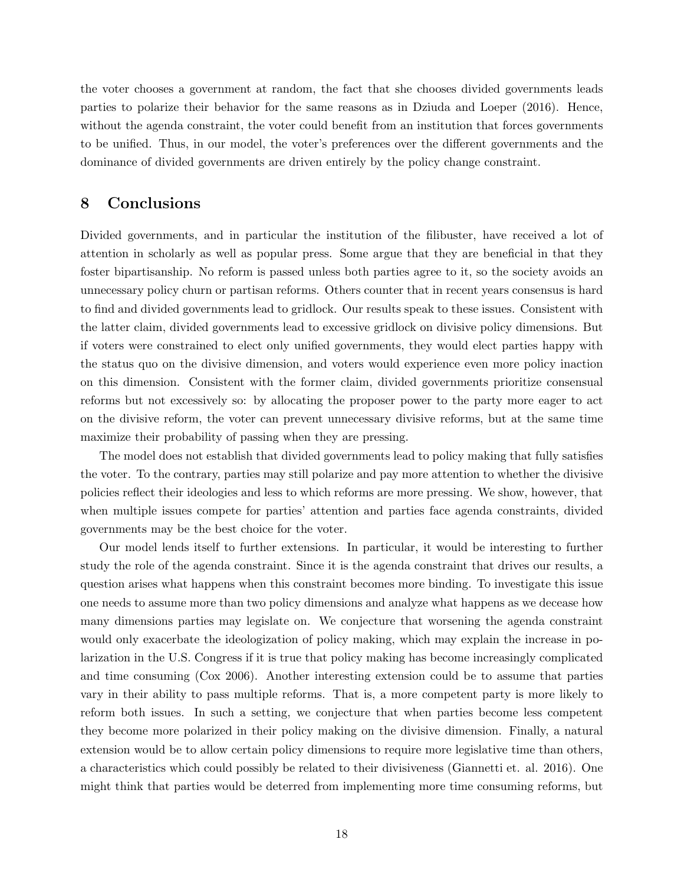the voter chooses a government at random, the fact that she chooses divided governments leads parties to polarize their behavior for the same reasons as in Dziuda and Loeper (2016). Hence, without the agenda constraint, the voter could benefit from an institution that forces governments to be unified. Thus, in our model, the voter's preferences over the different governments and the dominance of divided governments are driven entirely by the policy change constraint.

## 8 Conclusions

Divided governments, and in particular the institution of the filibuster, have received a lot of attention in scholarly as well as popular press. Some argue that they are beneficial in that they foster bipartisanship. No reform is passed unless both parties agree to it, so the society avoids an unnecessary policy churn or partisan reforms. Others counter that in recent years consensus is hard to find and divided governments lead to gridlock. Our results speak to these issues. Consistent with the latter claim, divided governments lead to excessive gridlock on divisive policy dimensions. But if voters were constrained to elect only unified governments, they would elect parties happy with the status quo on the divisive dimension, and voters would experience even more policy inaction on this dimension. Consistent with the former claim, divided governments prioritize consensual reforms but not excessively so: by allocating the proposer power to the party more eager to act on the divisive reform, the voter can prevent unnecessary divisive reforms, but at the same time maximize their probability of passing when they are pressing.

The model does not establish that divided governments lead to policy making that fully satisfies the voter. To the contrary, parties may still polarize and pay more attention to whether the divisive policies reflect their ideologies and less to which reforms are more pressing. We show, however, that when multiple issues compete for parties' attention and parties face agenda constraints, divided governments may be the best choice for the voter.

Our model lends itself to further extensions. In particular, it would be interesting to further study the role of the agenda constraint. Since it is the agenda constraint that drives our results, a question arises what happens when this constraint becomes more binding. To investigate this issue one needs to assume more than two policy dimensions and analyze what happens as we decease how many dimensions parties may legislate on. We conjecture that worsening the agenda constraint would only exacerbate the ideologization of policy making, which may explain the increase in polarization in the U.S. Congress if it is true that policy making has become increasingly complicated and time consuming (Cox 2006). Another interesting extension could be to assume that parties vary in their ability to pass multiple reforms. That is, a more competent party is more likely to reform both issues. In such a setting, we conjecture that when parties become less competent they become more polarized in their policy making on the divisive dimension. Finally, a natural extension would be to allow certain policy dimensions to require more legislative time than others, a characteristics which could possibly be related to their divisiveness (Giannetti et. al. 2016). One might think that parties would be deterred from implementing more time consuming reforms, but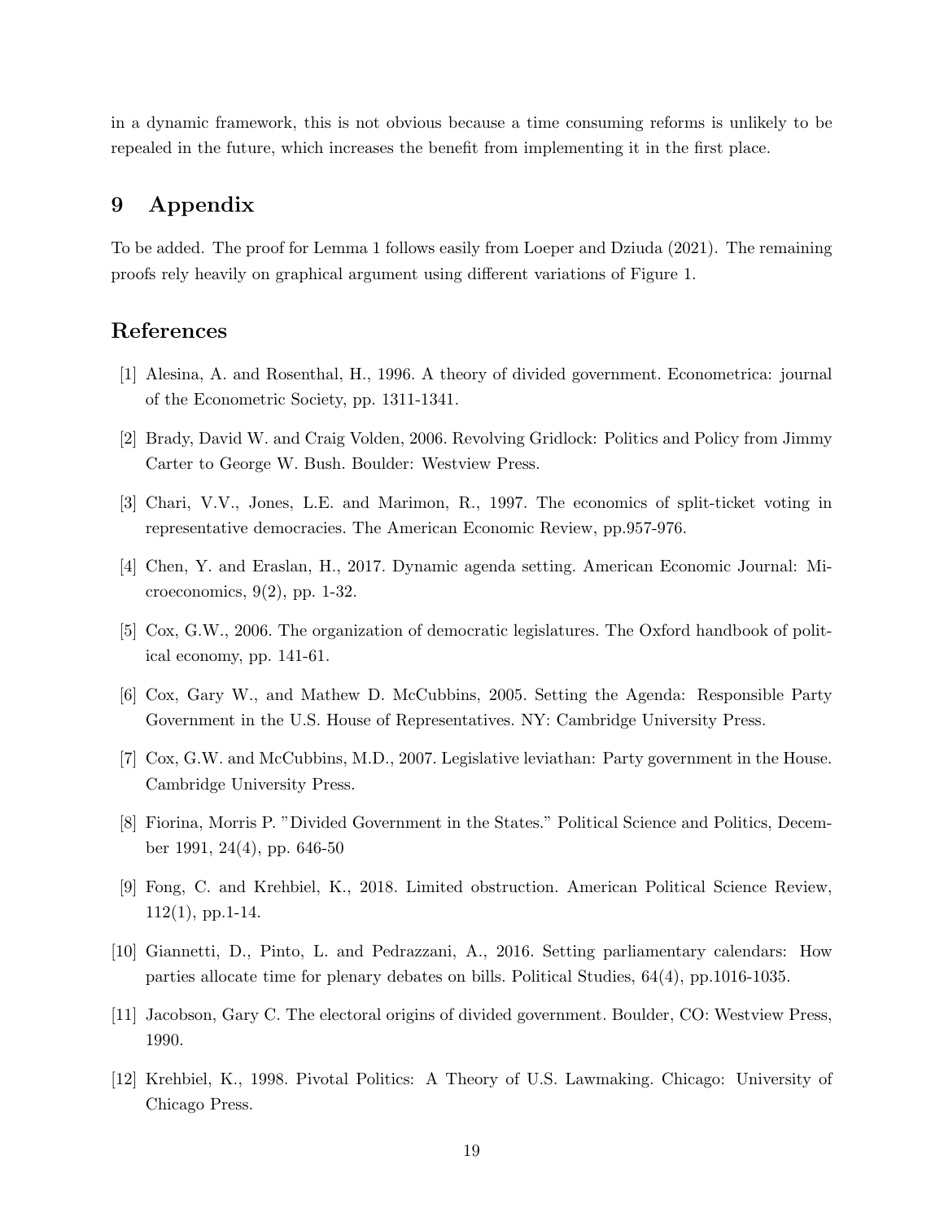in a dynamic framework, this is not obvious because a time consuming reforms is unlikely to be repealed in the future, which increases the benefit from implementing it in the first place.

# 9 Appendix

To be added. The proof for Lemma 1 follows easily from Loeper and Dziuda (2021). The remaining proofs rely heavily on graphical argument using different variations of Figure 1.

# References

[1] Alesina, A. and Rosenthal, H., 1996. A theory of divided government. Econometrica: journal of the Econometric Society, pp. 1311-1341.

[2] Brady, David W. and Craig Volden, 2006. Revolving Gridlock: Politics and Policy from Jimmy Carter to George W. Bush. Boulder: Westview Press.

[3] Chari, V.V., Jones, L.E. and Marimon, R., 1997. The economics of split-ticket voting in representative democracies. The American Economic Review, pp.957-976.

[4] Chen, Y. and Eraslan, H., 2017. Dynamic agenda setting. American Economic Journal: Microeconomics, 9(2), pp. 1-32.

[5] Cox, G.W., 2006. The organization of democratic legislatures. The Oxford handbook of political economy, pp. 141-61.

[6] Cox, Gary W., and Mathew D. McCubbins, 2005. Setting the Agenda: Responsible Party Government in the U.S. House of Representatives. NY: Cambridge University Press.

[7] Cox, G.W. and McCubbins, M.D., 2007. Legislative leviathan: Party government in the House. Cambridge University Press.

[8] Fiorina, Morris P. "Divided Government in the States." Political Science and Politics, December 1991, 24(4), pp. 646-50

[9] Fong, C. and Krehbiel, K., 2018. Limited obstruction. American Political Science Review, 112(1), pp.1-14.

[10] Giannetti, D., Pinto, L. and Pedrazzani, A., 2016. Setting parliamentary calendars: How parties allocate time for plenary debates on bills. Political Studies, 64(4), pp.1016-1035.

[11] Jacobson, Gary C. The electoral origins of divided government. Boulder, CO: Westview Press, 1990.

[12] Krehbiel, K., 1998. Pivotal Politics: A Theory of U.S. Lawmaking. Chicago: University of Chicago Press.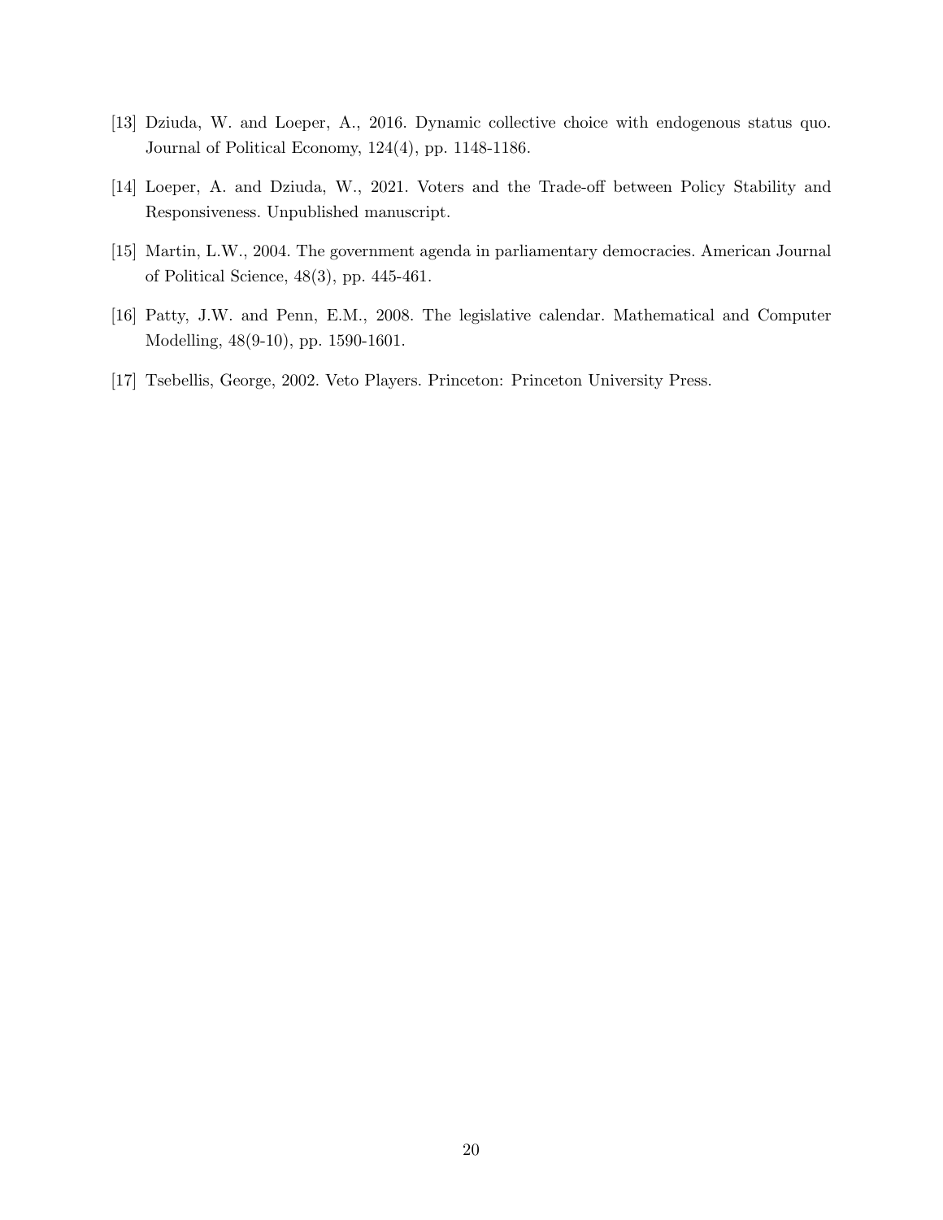[13] Dziuda, W. and Loeper, A., 2016. Dynamic collective choice with endogenous status quo. Journal of Political Economy, 124(4), pp. 1148-1186.

[14] Loeper, A. and Dziuda, W., 2021. Voters and the Trade-off between Policy Stability and Responsiveness. Unpublished manuscript.

[15] Martin, L.W., 2004. The government agenda in parliamentary democracies. American Journal of Political Science, 48(3), pp. 445-461.

[16] Patty, J.W. and Penn, E.M., 2008. The legislative calendar. Mathematical and Computer Modelling, 48(9-10), pp. 1590-1601.

[17] Tsebellis, George, 2002. Veto Players. Princeton: Princeton University Press.